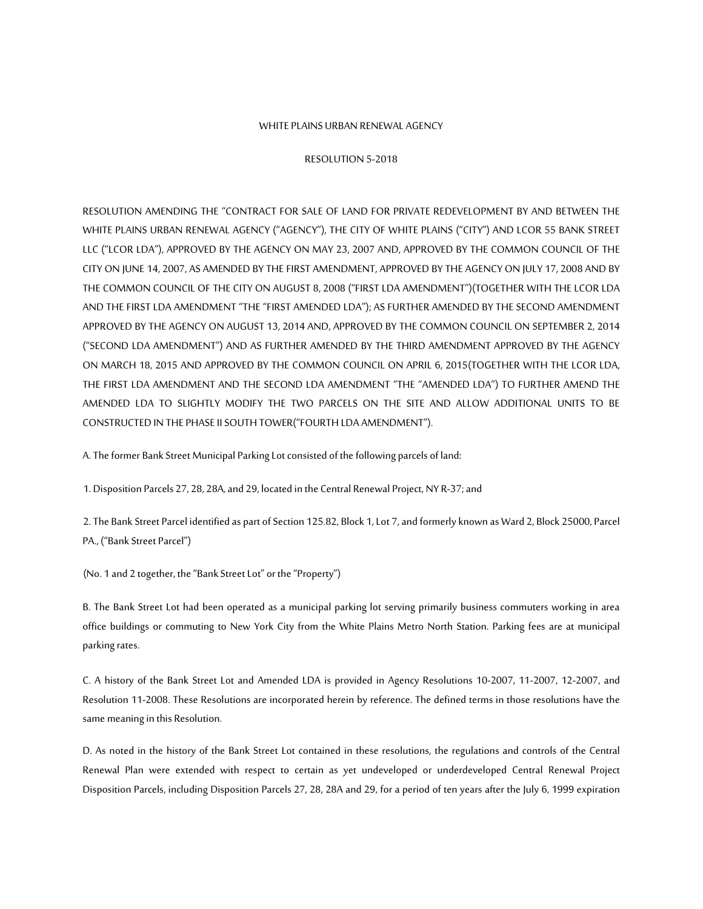WHITE PLAINS URBAN RENEWAL AGENCY

RESOLUTION 5-2018

RESOLUTION AMENDING THE "CONTRACT FOR SALE OF LAND FOR PRIVATE REDEVELOPMENT BY AND BETWEEN THE WHITE PLAINS URBAN RENEWAL AGENCY ("AGENCY"), THE CITY OF WHITE PLAINS ("CITY") AND LCOR 55 BANK STREET LLC ("LCOR LDA"), APPROVED BY THE AGENCY ON MAY 23, 2007 AND, APPROVED BY THE COMMON COUNCIL OF THE CITY ON JUNE 14, 2007, AS AMENDED BY THE FIRST AMENDMENT, APPROVED BY THE AGENCY ON JULY 17, 2008 AND BY THE COMMON COUNCIL OF THE CITY ON AUGUST 8, 2008 ("FIRST LDA AMENDMENT")(TOGETHER WITH THE LCOR LDA AND THE FIRST LDA AMENDMENT "THE "FIRST AMENDED LDA"); AS FURTHER AMENDED BY THE SECOND AMENDMENT APPROVED BY THE AGENCY ON AUGUST 13, 2014 AND, APPROVED BY THE COMMON COUNCIL ON SEPTEMBER 2, 2014 ("SECOND LDA AMENDMENT") AND AS FURTHER AMENDED BY THE THIRD AMENDMENT APPROVED BY THE AGENCY ON MARCH 18, 2015 AND APPROVED BY THE COMMON COUNCIL ON APRIL 6, 2015(TOGETHER WITH THE LCOR LDA, THE FIRST LDA AMENDMENT AND THE SECOND LDA AMENDMENT "THE "AMENDED LDA") TO FURTHER AMEND THE AMENDED LDA TO SLIGHTLY MODIFY THE TWO PARCELS ON THE SITE AND ALLOW ADDITIONAL UNITS TO BE CONSTRUCTED IN THE PHASE II SOUTH TOWER("FOURTH LDA AMENDMENT").

A. The former Bank Street Municipal Parking Lot consisted of the following parcels of land:

1. Disposition Parcels 27, 28, 28A, and 29, located in the Central Renewal Project, NY R-37; and

2. The Bank Street Parcel identified as part of Section 125.82, Block 1, Lot 7, and formerly known as Ward 2, Block 25000, Parcel PA., ("Bank Street Parcel")

(No. 1 and 2 together, the "Bank Street Lot" or the "Property")

B. The Bank Street Lot had been operated as a municipal parking lot serving primarily business commuters working in area office buildings or commuting to New York City from the White Plains Metro North Station. Parking fees are at municipal parking rates.

C. A history of the Bank Street Lot and Amended LDA is provided in Agency Resolutions 10-2007, 11-2007, 12-2007, and Resolution 11-2008. These Resolutions are incorporated herein by reference. The defined terms in those resolutions have the same meaning in this Resolution.

D. As noted in the history of the Bank Street Lot contained in these resolutions, the regulations and controls of the Central Renewal Plan were extended with respect to certain as yet undeveloped or underdeveloped Central Renewal Project Disposition Parcels, including Disposition Parcels 27, 28, 28A and 29, for a period of ten years after the July 6, 1999 expiration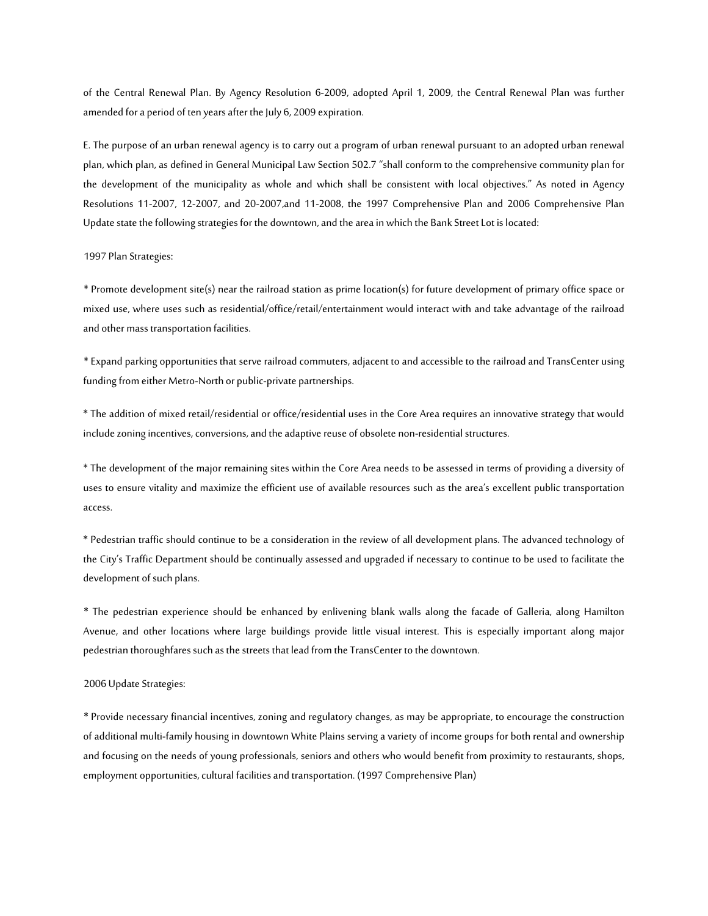of the Central Renewal Plan. By Agency Resolution 6-2009, adopted April 1, 2009, the Central Renewal Plan was further amended for a period of ten years after the July 6, 2009 expiration.

E. The purpose of an urban renewal agency is to carry out a program of urban renewal pursuant to an adopted urban renewal plan, which plan, as defined in General Municipal Law Section 502.7 "shall conform to the comprehensive community plan for the development of the municipality as whole and which shall be consistent with local objectives." As noted in Agency Resolutions 11-2007, 12-2007, and 20-2007,and 11-2008, the 1997 Comprehensive Plan and 2006 Comprehensive Plan Update state the following strategies for the downtown, and the area in which the Bank Street Lot is located:

1997 Plan Strategies:

* Promote development site(s) near the railroad station as prime location(s) for future development of primary office space or mixed use, where uses such as residential/office/retail/entertainment would interact with and take advantage of the railroad and other mass transportation facilities.

* Expand parking opportunities that serve railroad commuters, adjacent to and accessible to the railroad and TransCenter using funding from either Metro-North or public-private partnerships.

* The addition of mixed retail/residential or office/residential uses in the Core Area requires an innovative strategy that would include zoning incentives, conversions, and the adaptive reuse of obsolete non-residential structures.

* The development of the major remaining sites within the Core Area needs to be assessed in terms of providing a diversity of uses to ensure vitality and maximize the efficient use of available resources such as the area's excellent public transportation access.

* Pedestrian traffic should continue to be a consideration in the review of all development plans. The advanced technology of the City's Traffic Department should be continually assessed and upgraded if necessary to continue to be used to facilitate the development of such plans.

* The pedestrian experience should be enhanced by enlivening blank walls along the facade of Galleria, along Hamilton Avenue, and other locations where large buildings provide little visual interest. This is especially important along major pedestrian thoroughfares such as the streets that lead from the TransCenter to the downtown.

2006 Update Strategies:

* Provide necessary financial incentives, zoning and regulatory changes, as may be appropriate, to encourage the construction of additional multi-family housing in downtown White Plains serving a variety of income groups for both rental and ownership and focusing on the needs of young professionals, seniors and others who would benefit from proximity to restaurants, shops, employment opportunities, cultural facilities and transportation. (1997 Comprehensive Plan)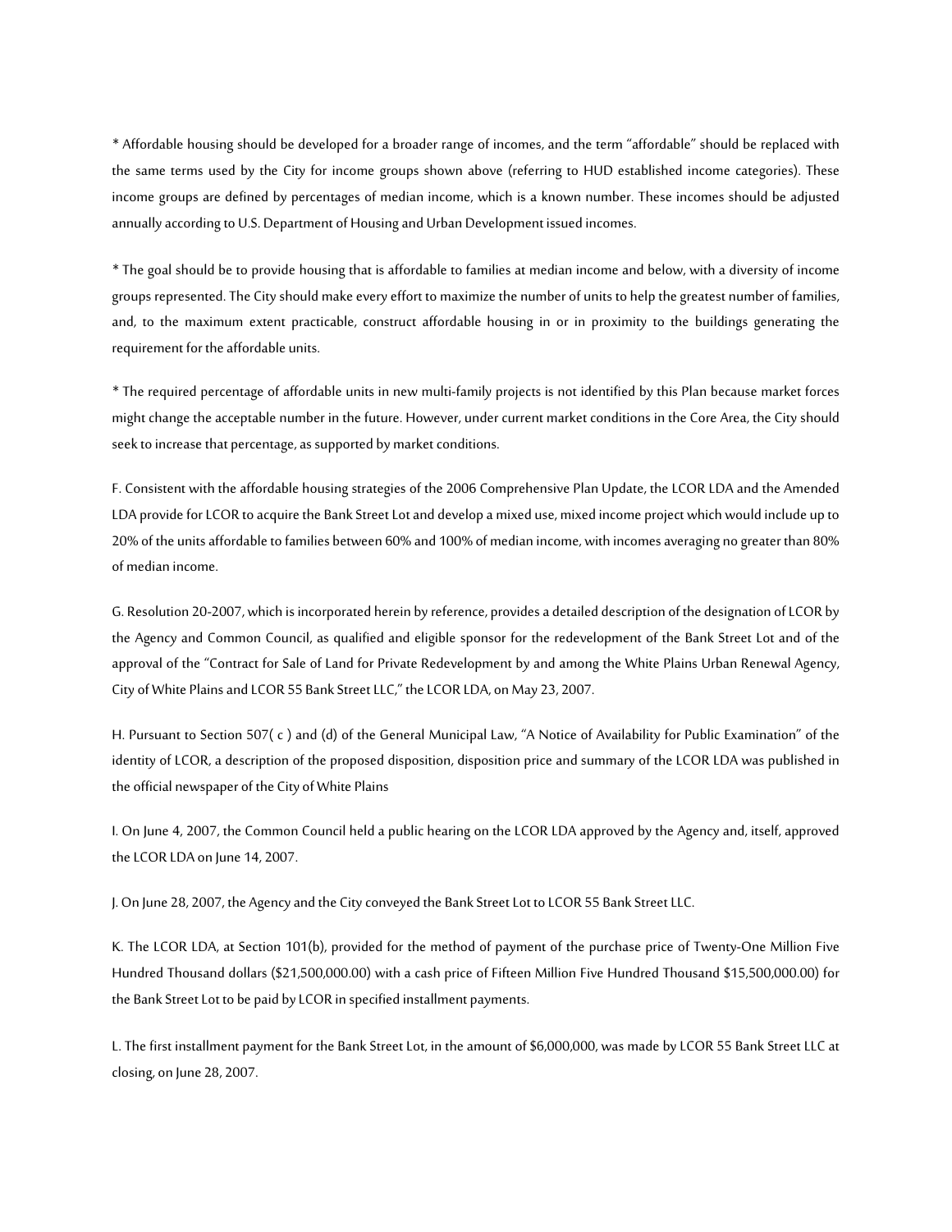* Affordable housing should be developed for a broader range of incomes, and the term "affordable" should be replaced with the same terms used by the City for income groups shown above (referring to HUD established income categories). These income groups are defined by percentages of median income, which is a known number. These incomes should be adjusted annually according to U.S. Department of Housing and Urban Development issued incomes.

* The goal should be to provide housing that is affordable to families at median income and below, with a diversity of income groups represented. The City should make every effort to maximize the number of units to help the greatest number of families, and, to the maximum extent practicable, construct affordable housing in or in proximity to the buildings generating the requirement for the affordable units.

* The required percentage of affordable units in new multi-family projects is not identified by this Plan because market forces might change the acceptable number in the future. However, under current market conditions in the Core Area, the City should seek to increase that percentage, as supported by market conditions.

F. Consistent with the affordable housing strategies of the 2006 Comprehensive Plan Update, the LCOR LDA and the Amended LDA provide for LCOR to acquire the Bank Street Lot and develop a mixed use, mixed income project which would include up to 20% of the units affordable to families between 60% and 100% of median income, with incomes averaging no greater than 80% of median income.

G. Resolution 20-2007, which is incorporated herein by reference, provides a detailed description of the designation of LCOR by the Agency and Common Council, as qualified and eligible sponsor for the redevelopment of the Bank Street Lot and of the approval of the "Contract for Sale of Land for Private Redevelopment by and among the White Plains Urban Renewal Agency, City of White Plains and LCOR 55 Bank Street LLC," the LCOR LDA, on May 23, 2007.

H. Pursuant to Section 507( c ) and (d) of the General Municipal Law, "A Notice of Availability for Public Examination" of the identity of LCOR, a description of the proposed disposition, disposition price and summary of the LCOR LDA was published in the official newspaper of the City of White Plains

I. On June 4, 2007, the Common Council held a public hearing on the LCOR LDA approved by the Agency and, itself, approved the LCOR LDA on June 14, 2007.

J. On June 28, 2007, the Agency and the City conveyed the Bank Street Lot to LCOR 55 Bank Street LLC.

K. The LCOR LDA, at Section 101(b), provided for the method of payment of the purchase price of Twenty-One Million Five Hundred Thousand dollars ($21,500,000.00) with a cash price of Fifteen Million Five Hundred Thousand $15,500,000.00) for the Bank Street Lot to be paid by LCOR in specified installment payments.

L. The first installment payment for the Bank Street Lot, in the amount of $6,000,000, was made by LCOR 55 Bank Street LLC at closing, on June 28, 2007.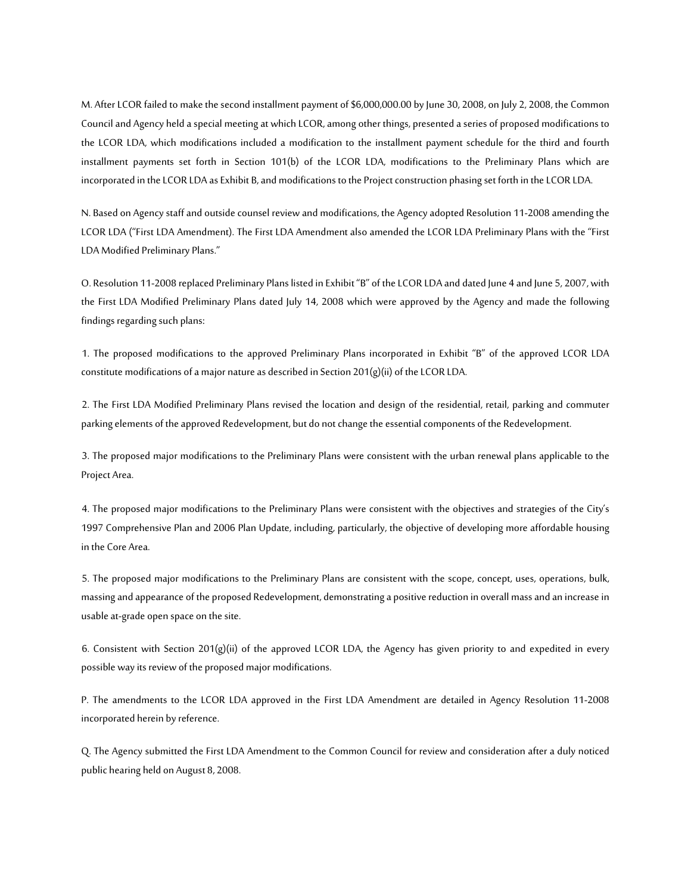M. After LCOR failed to make the second installment payment of $6,000,000.00 by June 30, 2008, on July 2, 2008, the Common Council and Agency held a special meeting at which LCOR, among other things, presented a series of proposed modifications to the LCOR LDA, which modifications included a modification to the installment payment schedule for the third and fourth installment payments set forth in Section 101(b) of the LCOR LDA, modifications to the Preliminary Plans which are incorporated in the LCOR LDA as Exhibit B, and modifications to the Project construction phasing set forth in the LCOR LDA.

N. Based on Agency staff and outside counsel review and modifications, the Agency adopted Resolution 11-2008 amending the LCOR LDA ("First LDA Amendment). The First LDA Amendment also amended the LCOR LDA Preliminary Plans with the "First LDA Modified Preliminary Plans."

O. Resolution 11-2008 replaced Preliminary Plans listed in Exhibit "B" of the LCOR LDA and dated June 4 and June 5, 2007, with the First LDA Modified Preliminary Plans dated July 14, 2008 which were approved by the Agency and made the following findings regarding such plans:

1. The proposed modifications to the approved Preliminary Plans incorporated in Exhibit "B" of the approved LCOR LDA constitute modifications of a major nature as described in Section 201(g)(ii) of the LCOR LDA.

2. The First LDA Modified Preliminary Plans revised the location and design of the residential, retail, parking and commuter parking elements of the approved Redevelopment, but do not change the essential components of the Redevelopment.

3. The proposed major modifications to the Preliminary Plans were consistent with the urban renewal plans applicable to the Project Area.

4. The proposed major modifications to the Preliminary Plans were consistent with the objectives and strategies of the City's 1997 Comprehensive Plan and 2006 Plan Update, including, particularly, the objective of developing more affordable housing in the Core Area.

5. The proposed major modifications to the Preliminary Plans are consistent with the scope, concept, uses, operations, bulk, massing and appearance of the proposed Redevelopment, demonstrating a positive reduction in overall mass and an increase in usable at-grade open space on the site.

6. Consistent with Section 201(g)(ii) of the approved LCOR LDA, the Agency has given priority to and expedited in every possible way its review of the proposed major modifications.

P. The amendments to the LCOR LDA approved in the First LDA Amendment are detailed in Agency Resolution 11-2008 incorporated herein by reference.

Q. The Agency submitted the First LDA Amendment to the Common Council for review and consideration after a duly noticed public hearing held on August 8, 2008.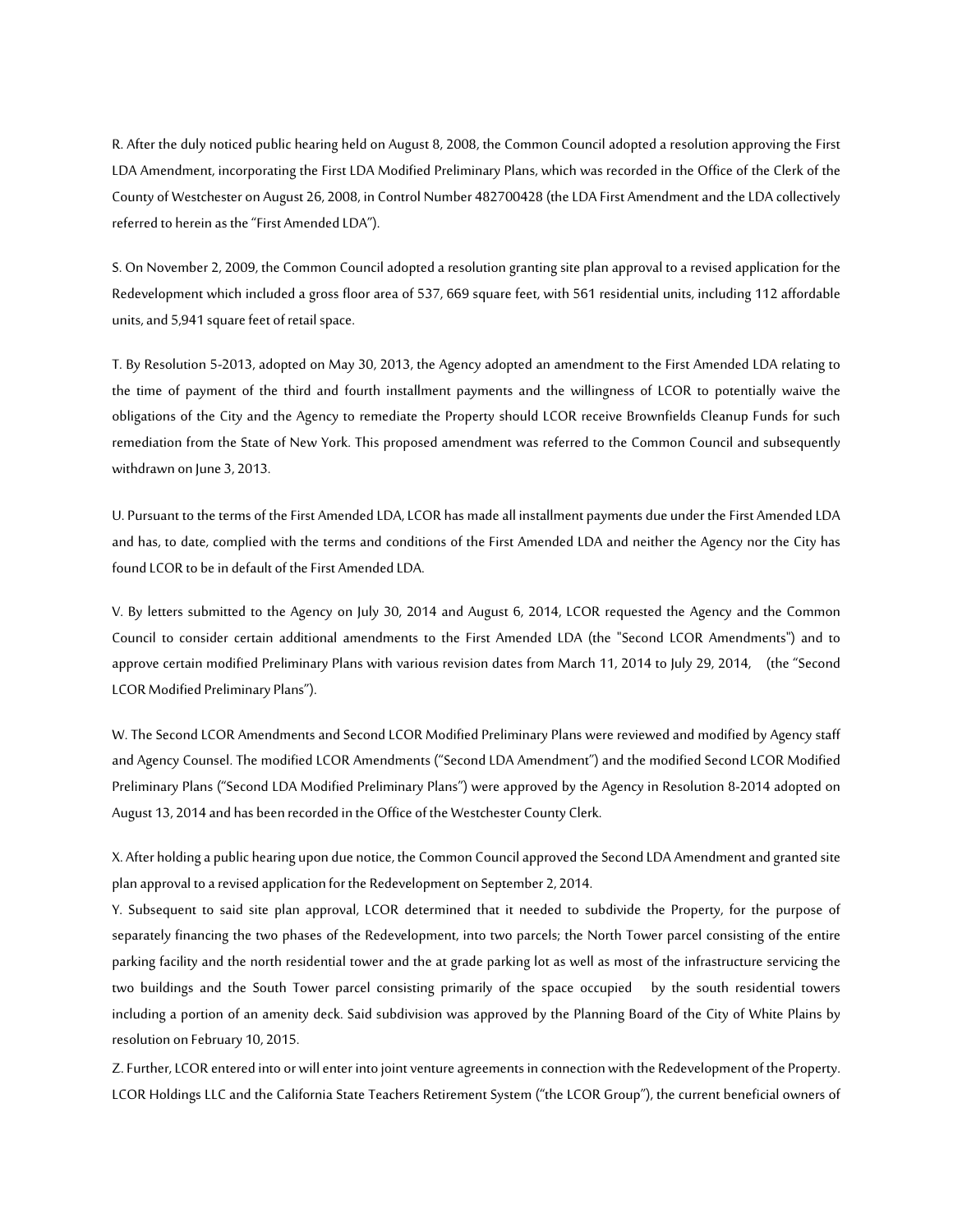R. After the duly noticed public hearing held on August 8, 2008, the Common Council adopted a resolution approving the First LDA Amendment, incorporating the First LDA Modified Preliminary Plans, which was recorded in the Office of the Clerk of the County of Westchester on August 26, 2008, in Control Number 482700428 (the LDA First Amendment and the LDA collectively referred to herein as the "First Amended LDA").

S. On November 2, 2009, the Common Council adopted a resolution granting site plan approval to a revised application for the Redevelopment which included a gross floor area of 537, 669 square feet, with 561 residential units, including 112 affordable units, and 5,941 square feet of retail space.

T. By Resolution 5-2013, adopted on May 30, 2013, the Agency adopted an amendment to the First Amended LDA relating to the time of payment of the third and fourth installment payments and the willingness of LCOR to potentially waive the obligations of the City and the Agency to remediate the Property should LCOR receive Brownfields Cleanup Funds for such remediation from the State of New York. This proposed amendment was referred to the Common Council and subsequently withdrawn on June 3, 2013.

U. Pursuant to the terms of the First Amended LDA, LCOR has made all installment payments due under the First Amended LDA and has, to date, complied with the terms and conditions of the First Amended LDA and neither the Agency nor the City has found LCOR to be in default of the First Amended LDA.

V. By letters submitted to the Agency on July 30, 2014 and August 6, 2014, LCOR requested the Agency and the Common Council to consider certain additional amendments to the First Amended LDA (the "Second LCOR Amendments") and to approve certain modified Preliminary Plans with various revision dates from March 11, 2014 to July 29, 2014, (the "Second LCOR Modified Preliminary Plans").

W. The Second LCOR Amendments and Second LCOR Modified Preliminary Plans were reviewed and modified by Agency staff and Agency Counsel. The modified LCOR Amendments ("Second LDA Amendment") and the modified Second LCOR Modified Preliminary Plans ("Second LDA Modified Preliminary Plans") were approved by the Agency in Resolution 8-2014 adopted on August 13, 2014 and has been recorded in the Office of the Westchester County Clerk.

X. After holding a public hearing upon due notice, the Common Council approved the Second LDA Amendment and granted site plan approval to a revised application for the Redevelopment on September 2, 2014.

Y. Subsequent to said site plan approval, LCOR determined that it needed to subdivide the Property, for the purpose of separately financing the two phases of the Redevelopment, into two parcels; the North Tower parcel consisting of the entire parking facility and the north residential tower and the at grade parking lot as well as most of the infrastructure servicing the two buildings and the South Tower parcel consisting primarily of the space occupied by the south residential towers including a portion of an amenity deck. Said subdivision was approved by the Planning Board of the City of White Plains by resolution on February 10, 2015.

Z. Further, LCOR entered into or will enter into joint venture agreements in connection with the Redevelopment of the Property. LCOR Holdings LLC and the California State Teachers Retirement System ("the LCOR Group"), the current beneficial owners of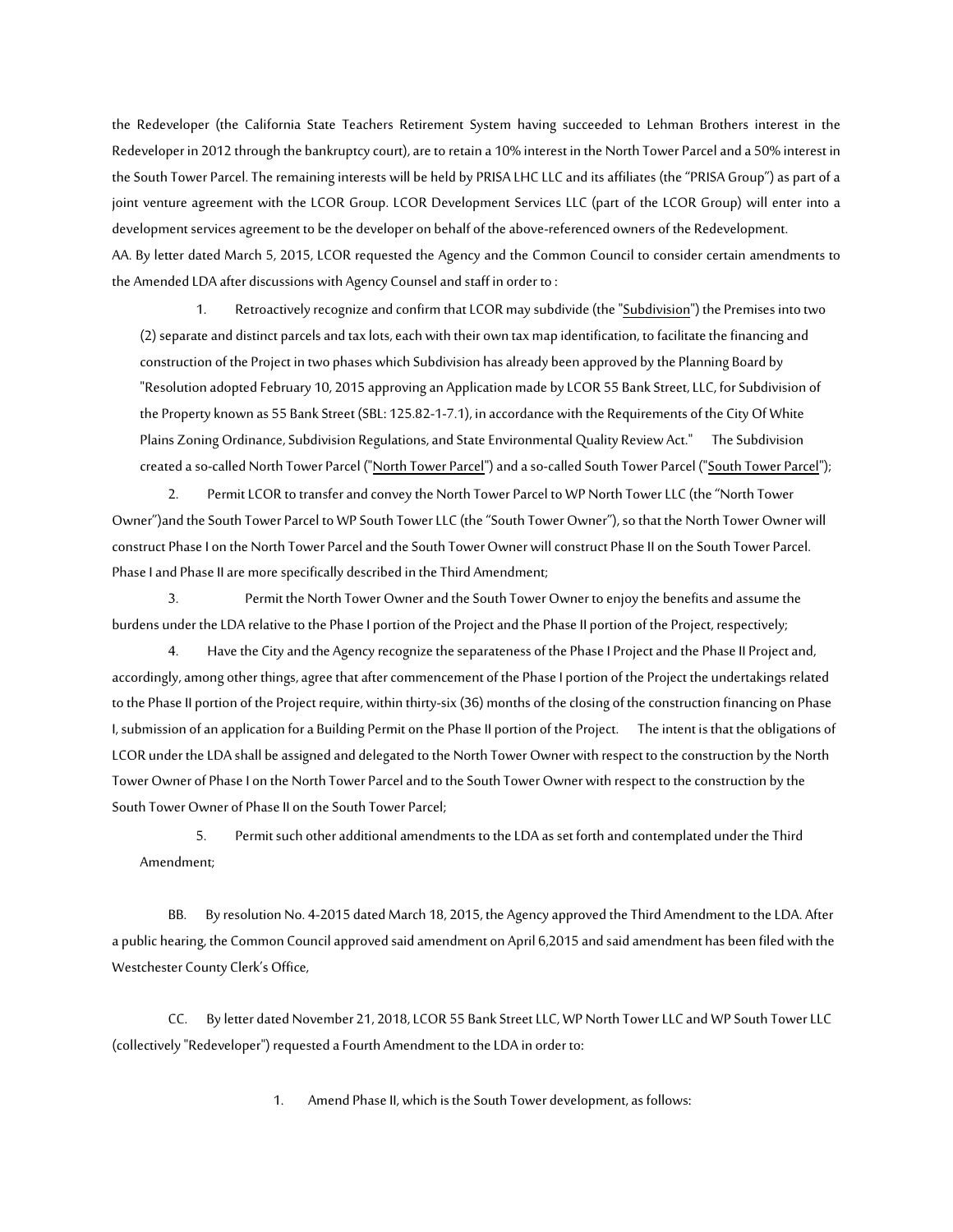the Redeveloper (the California State Teachers Retirement System having succeeded to Lehman Brothers interest in the Redeveloper in 2012 through the bankruptcy court), are to retain a 10% interest in the North Tower Parcel and a 50% interest in the South Tower Parcel. The remaining interests will be held by PRISA LHC LLC and its affiliates (the "PRISA Group") as part of a joint venture agreement with the LCOR Group. LCOR Development Services LLC (part of the LCOR Group) will enter into a development services agreement to be the developer on behalf of the above-referenced owners of the Redevelopment.

AA. By letter dated March 5, 2015, LCOR requested the Agency and the Common Council to consider certain amendments to the Amended LDA after discussions with Agency Counsel and staff in order to :

1. Retroactively recognize and confirm that LCOR may subdivide (the "Subdivision") the Premises into two (2) separate and distinct parcels and tax lots, each with their own tax map identification, to facilitate the financing and construction of the Project in two phases which Subdivision has already been approved by the Planning Board by "Resolution adopted February 10, 2015 approving an Application made by LCOR 55 Bank Street, LLC, for Subdivision of the Property known as 55 Bank Street (SBL: 125.82-1-7.1), in accordance with the Requirements of the City Of White Plains Zoning Ordinance, Subdivision Regulations, and State Environmental Quality Review Act." The Subdivision created a so-called North Tower Parcel ("North Tower Parcel") and a so-called South Tower Parcel ("South Tower Parcel");

2. Permit LCOR to transfer and convey the North Tower Parcel to WP North Tower LLC (the "North Tower Owner")and the South Tower Parcel to WP South Tower LLC (the "South Tower Owner"), so that the North Tower Owner will construct Phase I on the North Tower Parcel and the South Tower Owner will construct Phase II on the South Tower Parcel. Phase I and Phase II are more specifically described in the Third Amendment;

3. Permit the North Tower Owner and the South Tower Owner to enjoy the benefits and assume the burdens under the LDA relative to the Phase I portion of the Project and the Phase II portion of the Project, respectively;

4. Have the City and the Agency recognize the separateness of the Phase I Project and the Phase II Project and, accordingly, among other things, agree that after commencement of the Phase I portion of the Project the undertakings related to the Phase II portion of the Project require, within thirty-six (36) months of the closing of the construction financing on Phase I, submission of an application for a Building Permit on the Phase II portion of the Project. The intent is that the obligations of LCOR under the LDA shall be assigned and delegated to the North Tower Owner with respect to the construction by the North Tower Owner of Phase I on the North Tower Parcel and to the South Tower Owner with respect to the construction by the South Tower Owner of Phase II on the South Tower Parcel;

5. Permit such other additional amendments to the LDA as set forth and contemplated under the Third Amendment;

BB. By resolution No. 4-2015 dated March 18, 2015, the Agency approved the Third Amendment to the LDA. After a public hearing, the Common Council approved said amendment on April 6,2015 and said amendment has been filed with the Westchester County Clerk's Office,

CC. By letter dated November 21, 2018, LCOR 55 Bank Street LLC, WP North Tower LLC and WP South Tower LLC (collectively "Redeveloper") requested a Fourth Amendment to the LDA in order to:

1. Amend Phase II, which is the South Tower development, as follows: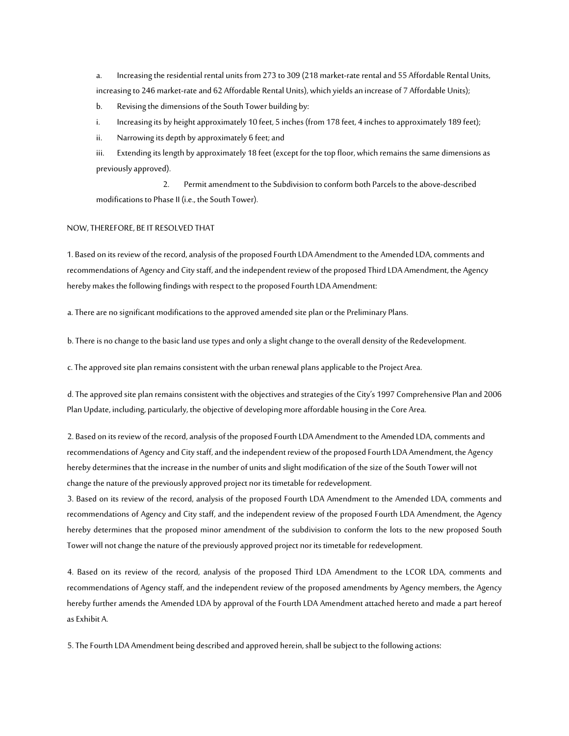a. Increasing the residential rental units from 273 to 309 (218 market-rate rental and 55 Affordable Rental Units, increasing to 246 market-rate and 62 Affordable Rental Units), which yields an increase of 7 Affordable Units);

b. Revising the dimensions of the South Tower building by:

i. Increasing its by height approximately 10 feet, 5 inches (from 178 feet, 4 inches to approximately 189 feet);

ii. Narrowing its depth by approximately 6 feet; and

iii. Extending its length by approximately 18 feet (except for the top floor, which remains the same dimensions as previously approved).

2. Permit amendment to the Subdivision to conform both Parcels to the above-described modifications to Phase II (i.e., the South Tower).

NOW, THEREFORE, BE IT RESOLVED THAT

1. Based on its review of the record, analysis of the proposed Fourth LDA Amendment to the Amended LDA, comments and recommendations of Agency and City staff, and the independent review of the proposed Third LDA Amendment, the Agency hereby makes the following findings with respect to the proposed Fourth LDA Amendment:

a. There are no significant modifications to the approved amended site plan or the Preliminary Plans.

b. There is no change to the basic land use types and only a slight change to the overall density of the Redevelopment.

c. The approved site plan remains consistent with the urban renewal plans applicable to the Project Area.

d. The approved site plan remains consistent with the objectives and strategies of the City's 1997 Comprehensive Plan and 2006 Plan Update, including, particularly, the objective of developing more affordable housing in the Core Area.

2. Based on its review of the record, analysis of the proposed Fourth LDA Amendment to the Amended LDA, comments and recommendations of Agency and City staff, and the independent review of the proposed Fourth LDA Amendment, the Agency hereby determines that the increase in the number of units and slight modification of the size of the South Tower will not change the nature of the previously approved project nor its timetable for redevelopment.

3. Based on its review of the record, analysis of the proposed Fourth LDA Amendment to the Amended LDA, comments and recommendations of Agency and City staff, and the independent review of the proposed Fourth LDA Amendment, the Agency hereby determines that the proposed minor amendment of the subdivision to conform the lots to the new proposed South Tower will not change the nature of the previously approved project nor its timetable for redevelopment.

4. Based on its review of the record, analysis of the proposed Third LDA Amendment to the LCOR LDA, comments and recommendations of Agency staff, and the independent review of the proposed amendments by Agency members, the Agency hereby further amends the Amended LDA by approval of the Fourth LDA Amendment attached hereto and made a part hereof as Exhibit A.

5. The Fourth LDA Amendment being described and approved herein, shall be subject to the following actions: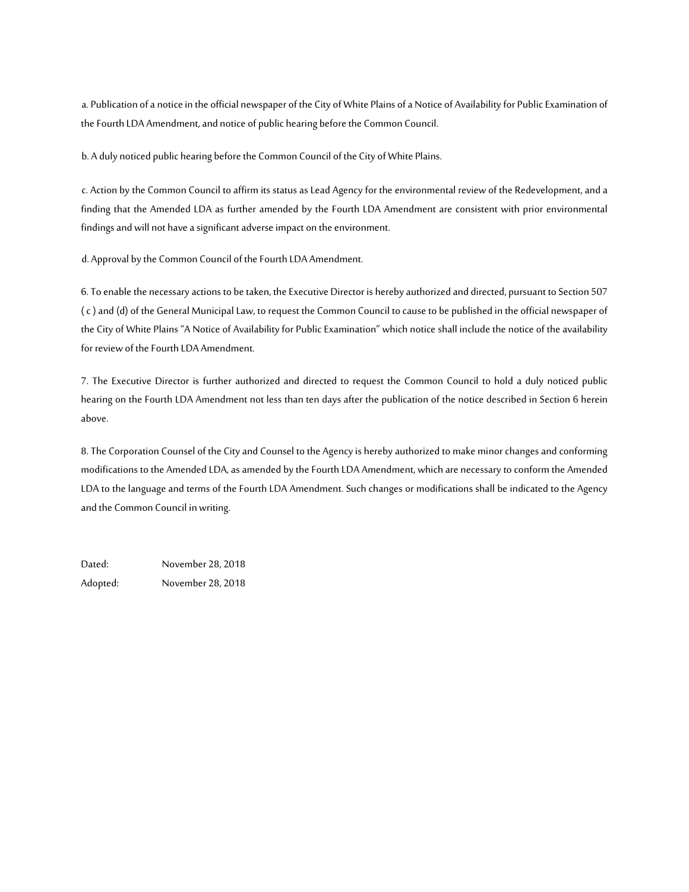a. Publication of a notice in the official newspaper of the City of White Plains of a Notice of Availability for Public Examination of the Fourth LDA Amendment, and notice of public hearing before the Common Council.

b. A duly noticed public hearing before the Common Council of the City of White Plains.

c. Action by the Common Council to affirm its status as Lead Agency for the environmental review of the Redevelopment, and a finding that the Amended LDA as further amended by the Fourth LDA Amendment are consistent with prior environmental findings and will not have a significant adverse impact on the environment.

d. Approval by the Common Council of the Fourth LDA Amendment.

6. To enable the necessary actions to be taken, the Executive Director is hereby authorized and directed, pursuant to Section 507 ( c ) and (d) of the General Municipal Law, to request the Common Council to cause to be published in the official newspaper of the City of White Plains "A Notice of Availability for Public Examination" which notice shall include the notice of the availability for review of the Fourth LDA Amendment.

7. The Executive Director is further authorized and directed to request the Common Council to hold a duly noticed public hearing on the Fourth LDA Amendment not less than ten days after the publication of the notice described in Section 6 herein above.

8. The Corporation Counsel of the City and Counsel to the Agency is hereby authorized to make minor changes and conforming modifications to the Amended LDA, as amended by the Fourth LDA Amendment, which are necessary to conform the Amended LDA to the language and terms of the Fourth LDA Amendment. Such changes or modifications shall be indicated to the Agency and the Common Council in writing.

Dated: November 28, 2018

Adopted: November 28, 2018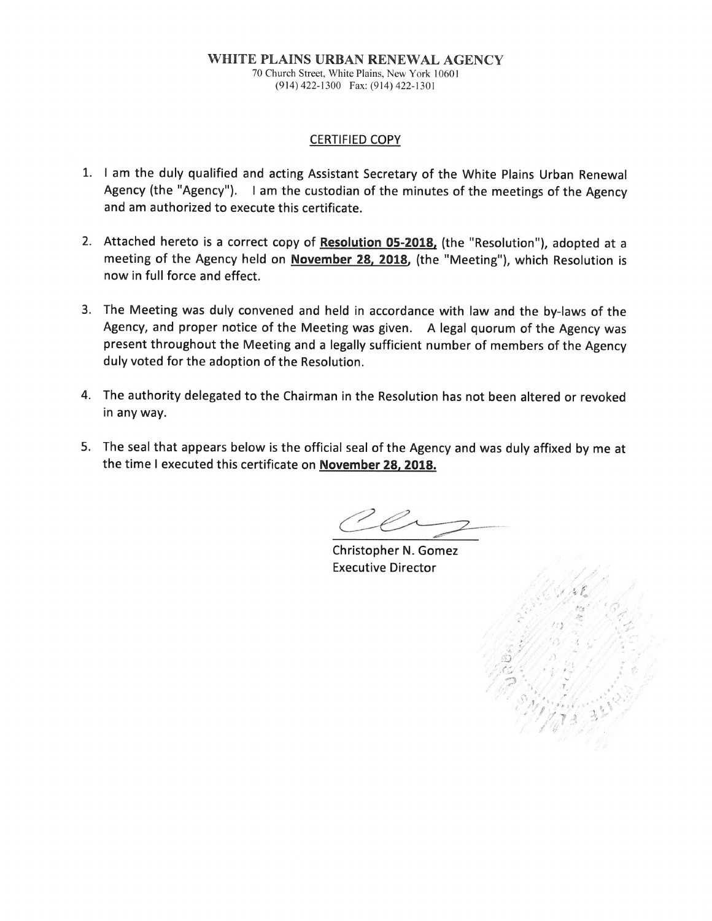**WHITE PLAINS URBAN RENEWAL AGENCY**

70 Church Street, White Plains, New York 10601
(914) 422-1300 Fax: (914) 422-1301

## CERTIFIED COPY

1. I am the duly qualified and acting Assistant Secretary of the White Plains Urban Renewal Agency (the "Agency"). I am the custodian of the minutes of the meetings of the Agency and am authorized to execute this certificate.

2. Attached hereto is a correct copy of **Resolution 05-2018,** (the "Resolution"), adopted at a meeting of the Agency held on **November 28, 2018**, (the "Meeting"), which Resolution is now in full force and effect.

3. The Meeting was duly convened and held in accordance with law and the by-laws of the Agency, and proper notice of the Meeting was given. A legal quorum of the Agency was present throughout the Meeting and a legally sufficient number of members of the Agency duly voted for the adoption of the Resolution.

4. The authority delegated to the Chairman in the Resolution has not been altered or revoked in any way.

5. The seal that appears below is the official seal of the Agency and was duly affixed by me at the time I executed this certificate on **November 28, 2018.**

Christopher N. Gomez
Executive Director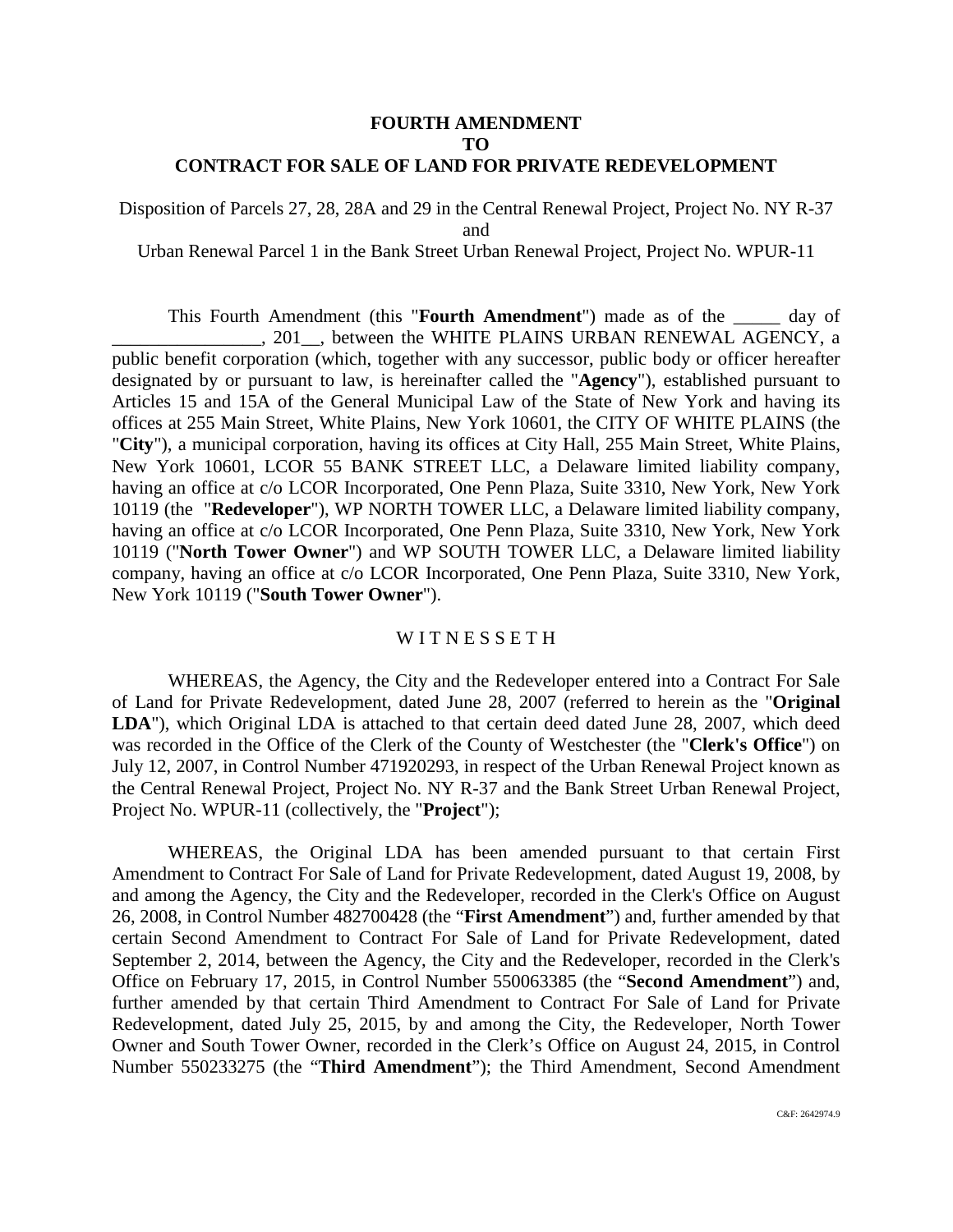**FOURTH AMENDMENT**
**TO**
**CONTRACT FOR SALE OF LAND FOR PRIVATE REDEVELOPMENT**

Disposition of Parcels 27, 28, 28A and 29 in the Central Renewal Project, Project No. NY R-37
and
Urban Renewal Parcel 1 in the Bank Street Urban Renewal Project, Project No. WPUR-11

This Fourth Amendment (this "**Fourth Amendment**") made as of the _____ day of ________________, 201__, between the WHITE PLAINS URBAN RENEWAL AGENCY, a public benefit corporation (which, together with any successor, public body or officer hereafter designated by or pursuant to law, is hereinafter called the "**Agency**"), established pursuant to Articles 15 and 15A of the General Municipal Law of the State of New York and having its offices at 255 Main Street, White Plains, New York 10601, the CITY OF WHITE PLAINS (the "**City**"), a municipal corporation, having its offices at City Hall, 255 Main Street, White Plains, New York 10601, LCOR 55 BANK STREET LLC, a Delaware limited liability company, having an office at c/o LCOR Incorporated, One Penn Plaza, Suite 3310, New York, New York 10119 (the "**Redeveloper**"), WP NORTH TOWER LLC, a Delaware limited liability company, having an office at c/o LCOR Incorporated, One Penn Plaza, Suite 3310, New York, New York 10119 ("**North Tower Owner**") and WP SOUTH TOWER LLC, a Delaware limited liability company, having an office at c/o LCOR Incorporated, One Penn Plaza, Suite 3310, New York, New York 10119 ("**South Tower Owner**").

W I T N E S S E T H

WHEREAS, the Agency, the City and the Redeveloper entered into a Contract For Sale of Land for Private Redevelopment, dated June 28, 2007 (referred to herein as the "**Original LDA**"), which Original LDA is attached to that certain deed dated June 28, 2007, which deed was recorded in the Office of the Clerk of the County of Westchester (the "**Clerk's Office**") on July 12, 2007, in Control Number 471920293, in respect of the Urban Renewal Project known as the Central Renewal Project, Project No. NY R-37 and the Bank Street Urban Renewal Project, Project No. WPUR-11 (collectively, the "**Project**");

WHEREAS, the Original LDA has been amended pursuant to that certain First Amendment to Contract For Sale of Land for Private Redevelopment, dated August 19, 2008, by and among the Agency, the City and the Redeveloper, recorded in the Clerk's Office on August 26, 2008, in Control Number 482700428 (the "**First Amendment**") and, further amended by that certain Second Amendment to Contract For Sale of Land for Private Redevelopment, dated September 2, 2014, between the Agency, the City and the Redeveloper, recorded in the Clerk's Office on February 17, 2015, in Control Number 550063385 (the "**Second Amendment**") and, further amended by that certain Third Amendment to Contract For Sale of Land for Private Redevelopment, dated July 25, 2015, by and among the City, the Redeveloper, North Tower Owner and South Tower Owner, recorded in the Clerk's Office on August 24, 2015, in Control Number 550233275 (the "**Third Amendment**"); the Third Amendment, Second Amendment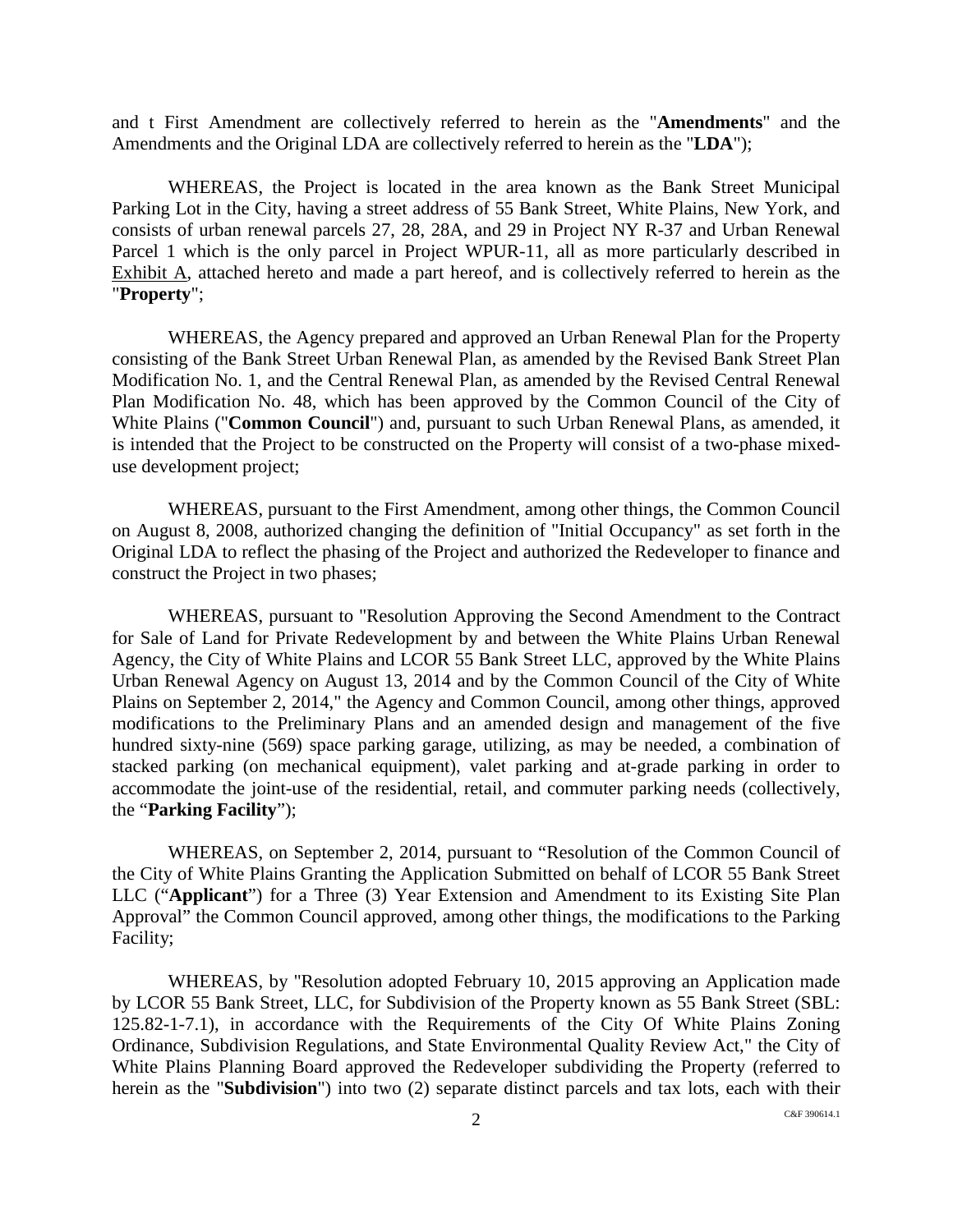and t First Amendment are collectively referred to herein as the "**Amendments**" and the Amendments and the Original LDA are collectively referred to herein as the "**LDA**");

WHEREAS, the Project is located in the area known as the Bank Street Municipal Parking Lot in the City, having a street address of 55 Bank Street, White Plains, New York, and consists of urban renewal parcels 27, 28, 28A, and 29 in Project NY R-37 and Urban Renewal Parcel 1 which is the only parcel in Project WPUR-11, all as more particularly described in Exhibit A, attached hereto and made a part hereof, and is collectively referred to herein as the "**Property**";

WHEREAS, the Agency prepared and approved an Urban Renewal Plan for the Property consisting of the Bank Street Urban Renewal Plan, as amended by the Revised Bank Street Plan Modification No. 1, and the Central Renewal Plan, as amended by the Revised Central Renewal Plan Modification No. 48, which has been approved by the Common Council of the City of White Plains ("**Common Council**") and, pursuant to such Urban Renewal Plans, as amended, it is intended that the Project to be constructed on the Property will consist of a two-phase mixed-use development project;

WHEREAS, pursuant to the First Amendment, among other things, the Common Council on August 8, 2008, authorized changing the definition of "Initial Occupancy" as set forth in the Original LDA to reflect the phasing of the Project and authorized the Redeveloper to finance and construct the Project in two phases;

WHEREAS, pursuant to "Resolution Approving the Second Amendment to the Contract for Sale of Land for Private Redevelopment by and between the White Plains Urban Renewal Agency, the City of White Plains and LCOR 55 Bank Street LLC, approved by the White Plains Urban Renewal Agency on August 13, 2014 and by the Common Council of the City of White Plains on September 2, 2014," the Agency and Common Council, among other things, approved modifications to the Preliminary Plans and an amended design and management of the five hundred sixty-nine (569) space parking garage, utilizing, as may be needed, a combination of stacked parking (on mechanical equipment), valet parking and at-grade parking in order to accommodate the joint-use of the residential, retail, and commuter parking needs (collectively, the "**Parking Facility**");

WHEREAS, on September 2, 2014, pursuant to "Resolution of the Common Council of the City of White Plains Granting the Application Submitted on behalf of LCOR 55 Bank Street LLC ("**Applicant**") for a Three (3) Year Extension and Amendment to its Existing Site Plan Approval" the Common Council approved, among other things, the modifications to the Parking Facility;

WHEREAS, by "Resolution adopted February 10, 2015 approving an Application made by LCOR 55 Bank Street, LLC, for Subdivision of the Property known as 55 Bank Street (SBL: 125.82-1-7.1), in accordance with the Requirements of the City Of White Plains Zoning Ordinance, Subdivision Regulations, and State Environmental Quality Review Act," the City of White Plains Planning Board approved the Redeveloper subdividing the Property (referred to herein as the "**Subdivision**") into two (2) separate distinct parcels and tax lots, each with their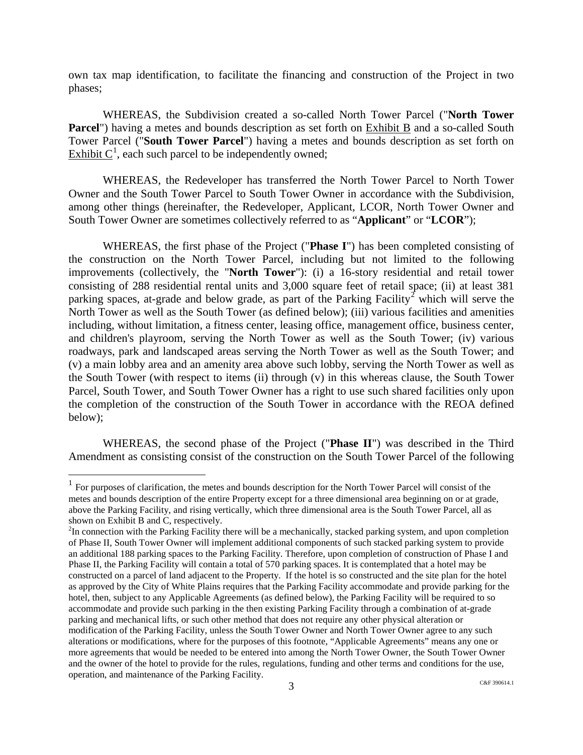own tax map identification, to facilitate the financing and construction of the Project in two phases;

WHEREAS, the Subdivision created a so-called North Tower Parcel ("**North Tower Parcel**") having a metes and bounds description as set forth on Exhibit B and a so-called South Tower Parcel ("**South Tower Parcel**") having a metes and bounds description as set forth on Exhibit C[1], each such parcel to be independently owned;

WHEREAS, the Redeveloper has transferred the North Tower Parcel to North Tower Owner and the South Tower Parcel to South Tower Owner in accordance with the Subdivision, among other things (hereinafter, the Redeveloper, Applicant, LCOR, North Tower Owner and South Tower Owner are sometimes collectively referred to as "**Applicant**" or "**LCOR**");

WHEREAS, the first phase of the Project ("**Phase I**") has been completed consisting of the construction on the North Tower Parcel, including but not limited to the following improvements (collectively, the "**North Tower**"): (i) a 16-story residential and retail tower consisting of 288 residential rental units and 3,000 square feet of retail space; (ii) at least 381 parking spaces, at-grade and below grade, as part of the Parking Facility[2] which will serve the North Tower as well as the South Tower (as defined below); (iii) various facilities and amenities including, without limitation, a fitness center, leasing office, management office, business center, and children's playroom, serving the North Tower as well as the South Tower; (iv) various roadways, park and landscaped areas serving the North Tower as well as the South Tower; and (v) a main lobby area and an amenity area above such lobby, serving the North Tower as well as the South Tower (with respect to items (ii) through (v) in this whereas clause, the South Tower Parcel, South Tower, and South Tower Owner has a right to use such shared facilities only upon the completion of the construction of the South Tower in accordance with the REOA defined below);

WHEREAS, the second phase of the Project ("**Phase II**") was described in the Third Amendment as consisting consist of the construction on the South Tower Parcel of the following

---

[1] For purposes of clarification, the metes and bounds description for the North Tower Parcel will consist of the metes and bounds description of the entire Property except for a three dimensional area beginning on or at grade, above the Parking Facility, and rising vertically, which three dimensional area is the South Tower Parcel, all as shown on Exhibit B and C, respectively.

[2] In connection with the Parking Facility there will be a mechanically, stacked parking system, and upon completion of Phase II, South Tower Owner will implement additional components of such stacked parking system to provide an additional 188 parking spaces to the Parking Facility. Therefore, upon completion of construction of Phase I and Phase II, the Parking Facility will contain a total of 570 parking spaces. It is contemplated that a hotel may be constructed on a parcel of land adjacent to the Property. If the hotel is so constructed and the site plan for the hotel as approved by the City of White Plains requires that the Parking Facility accommodate and provide parking for the hotel, then, subject to any Applicable Agreements (as defined below), the Parking Facility will be required to so accommodate and provide such parking in the then existing Parking Facility through a combination of at-grade parking and mechanical lifts, or such other method that does not require any other physical alteration or modification of the Parking Facility, unless the South Tower Owner and North Tower Owner agree to any such alterations or modifications, where for the purposes of this footnote, "Applicable Agreements" means any one or more agreements that would be needed to be entered into among the North Tower Owner, the South Tower Owner and the owner of the hotel to provide for the rules, regulations, funding and other terms and conditions for the use, operation, and maintenance of the Parking Facility.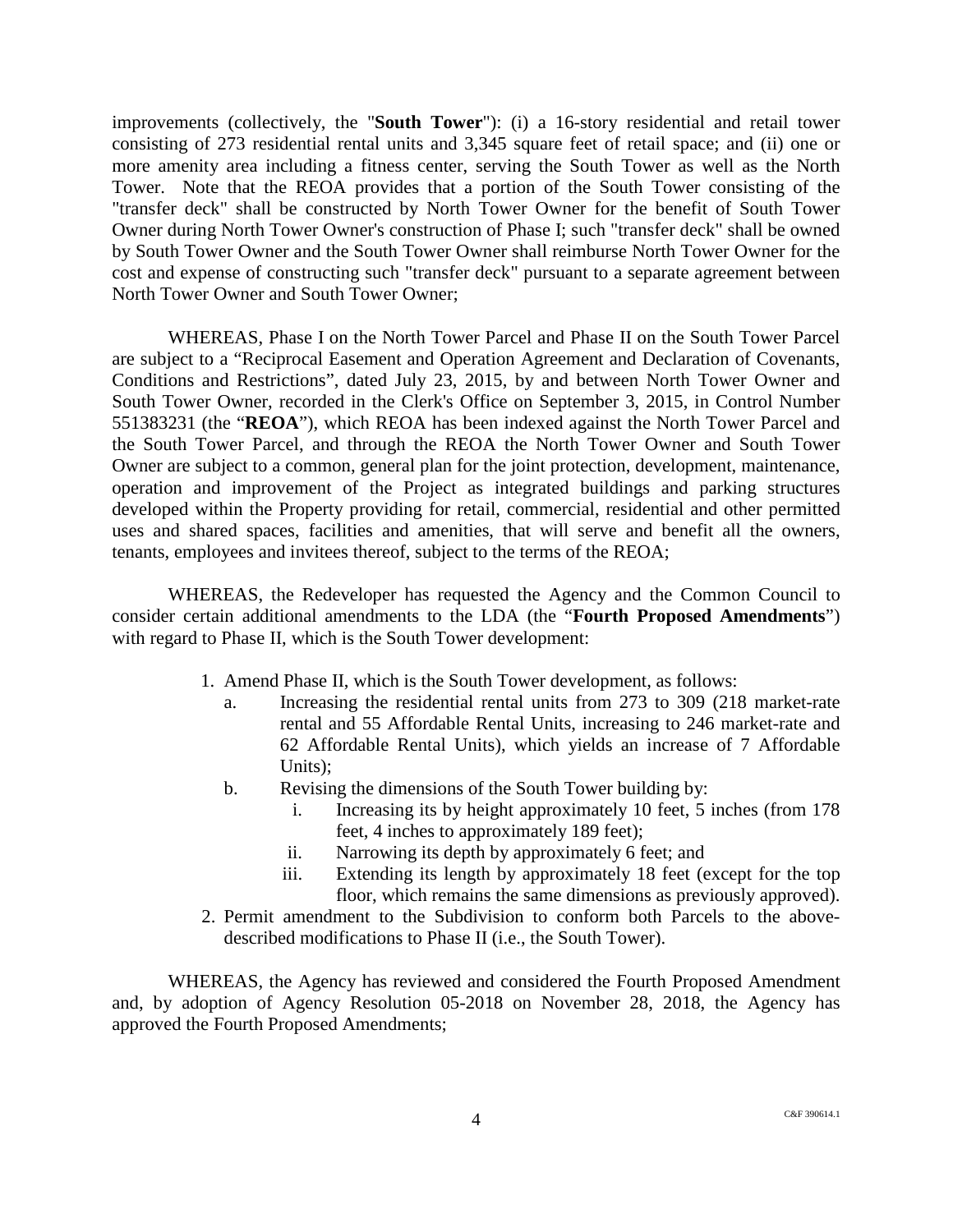improvements (collectively, the "**South Tower**"): (i) a 16-story residential and retail tower consisting of 273 residential rental units and 3,345 square feet of retail space; and (ii) one or more amenity area including a fitness center, serving the South Tower as well as the North Tower. Note that the REOA provides that a portion of the South Tower consisting of the "transfer deck" shall be constructed by North Tower Owner for the benefit of South Tower Owner during North Tower Owner's construction of Phase I; such "transfer deck" shall be owned by South Tower Owner and the South Tower Owner shall reimburse North Tower Owner for the cost and expense of constructing such "transfer deck" pursuant to a separate agreement between North Tower Owner and South Tower Owner;

WHEREAS, Phase I on the North Tower Parcel and Phase II on the South Tower Parcel are subject to a "Reciprocal Easement and Operation Agreement and Declaration of Covenants, Conditions and Restrictions", dated July 23, 2015, by and between North Tower Owner and South Tower Owner, recorded in the Clerk's Office on September 3, 2015, in Control Number 551383231 (the "**REOA**"), which REOA has been indexed against the North Tower Parcel and the South Tower Parcel, and through the REOA the North Tower Owner and South Tower Owner are subject to a common, general plan for the joint protection, development, maintenance, operation and improvement of the Project as integrated buildings and parking structures developed within the Property providing for retail, commercial, residential and other permitted uses and shared spaces, facilities and amenities, that will serve and benefit all the owners, tenants, employees and invitees thereof, subject to the terms of the REOA;

WHEREAS, the Redeveloper has requested the Agency and the Common Council to consider certain additional amendments to the LDA (the "**Fourth Proposed Amendments**") with regard to Phase II, which is the South Tower development:

1. Amend Phase II, which is the South Tower development, as follows:
   a. Increasing the residential rental units from 273 to 309 (218 market-rate rental and 55 Affordable Rental Units, increasing to 246 market-rate and 62 Affordable Rental Units), which yields an increase of 7 Affordable Units);
   b. Revising the dimensions of the South Tower building by:
      i. Increasing its by height approximately 10 feet, 5 inches (from 178 feet, 4 inches to approximately 189 feet);
      ii. Narrowing its depth by approximately 6 feet; and
      iii. Extending its length by approximately 18 feet (except for the top floor, which remains the same dimensions as previously approved).
2. Permit amendment to the Subdivision to conform both Parcels to the above-described modifications to Phase II (i.e., the South Tower).

WHEREAS, the Agency has reviewed and considered the Fourth Proposed Amendment and, by adoption of Agency Resolution 05-2018 on November 28, 2018, the Agency has approved the Fourth Proposed Amendments;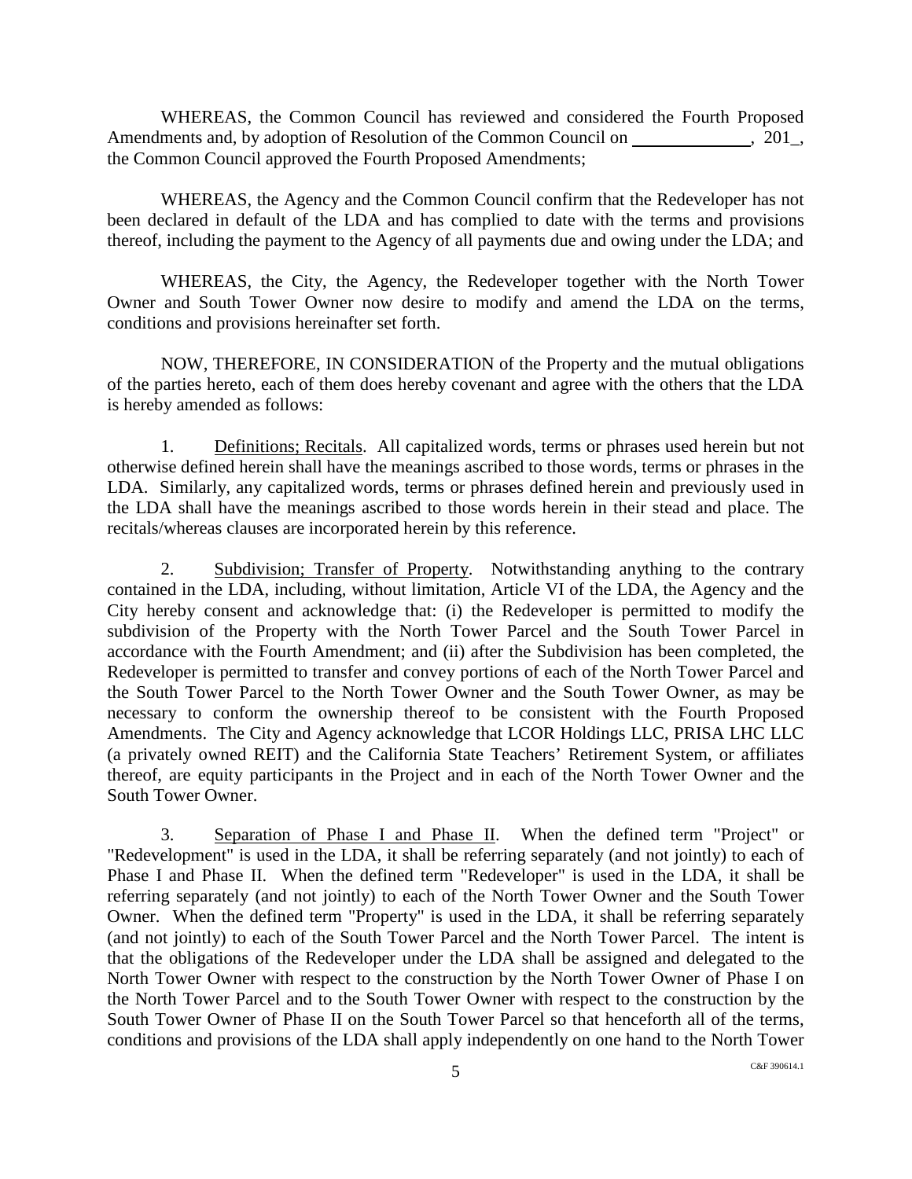WHEREAS, the Common Council has reviewed and considered the Fourth Proposed Amendments and, by adoption of Resolution of the Common Council on _____________, 201_, the Common Council approved the Fourth Proposed Amendments;

WHEREAS, the Agency and the Common Council confirm that the Redeveloper has not been declared in default of the LDA and has complied to date with the terms and provisions thereof, including the payment to the Agency of all payments due and owing under the LDA; and

WHEREAS, the City, the Agency, the Redeveloper together with the North Tower Owner and South Tower Owner now desire to modify and amend the LDA on the terms, conditions and provisions hereinafter set forth.

NOW, THEREFORE, IN CONSIDERATION of the Property and the mutual obligations of the parties hereto, each of them does hereby covenant and agree with the others that the LDA is hereby amended as follows:

1. Definitions; Recitals. All capitalized words, terms or phrases used herein but not otherwise defined herein shall have the meanings ascribed to those words, terms or phrases in the LDA. Similarly, any capitalized words, terms or phrases defined herein and previously used in the LDA shall have the meanings ascribed to those words herein in their stead and place. The recitals/whereas clauses are incorporated herein by this reference.

2. Subdivision; Transfer of Property. Notwithstanding anything to the contrary contained in the LDA, including, without limitation, Article VI of the LDA, the Agency and the City hereby consent and acknowledge that: (i) the Redeveloper is permitted to modify the subdivision of the Property with the North Tower Parcel and the South Tower Parcel in accordance with the Fourth Amendment; and (ii) after the Subdivision has been completed, the Redeveloper is permitted to transfer and convey portions of each of the North Tower Parcel and the South Tower Parcel to the North Tower Owner and the South Tower Owner, as may be necessary to conform the ownership thereof to be consistent with the Fourth Proposed Amendments. The City and Agency acknowledge that LCOR Holdings LLC, PRISA LHC LLC (a privately owned REIT) and the California State Teachers' Retirement System, or affiliates thereof, are equity participants in the Project and in each of the North Tower Owner and the South Tower Owner.

3. Separation of Phase I and Phase II. When the defined term "Project" or "Redevelopment" is used in the LDA, it shall be referring separately (and not jointly) to each of Phase I and Phase II. When the defined term "Redeveloper" is used in the LDA, it shall be referring separately (and not jointly) to each of the North Tower Owner and the South Tower Owner. When the defined term "Property" is used in the LDA, it shall be referring separately (and not jointly) to each of the South Tower Parcel and the North Tower Parcel. The intent is that the obligations of the Redeveloper under the LDA shall be assigned and delegated to the North Tower Owner with respect to the construction by the North Tower Owner of Phase I on the North Tower Parcel and to the South Tower Owner with respect to the construction by the South Tower Owner of Phase II on the South Tower Parcel so that henceforth all of the terms, conditions and provisions of the LDA shall apply independently on one hand to the North Tower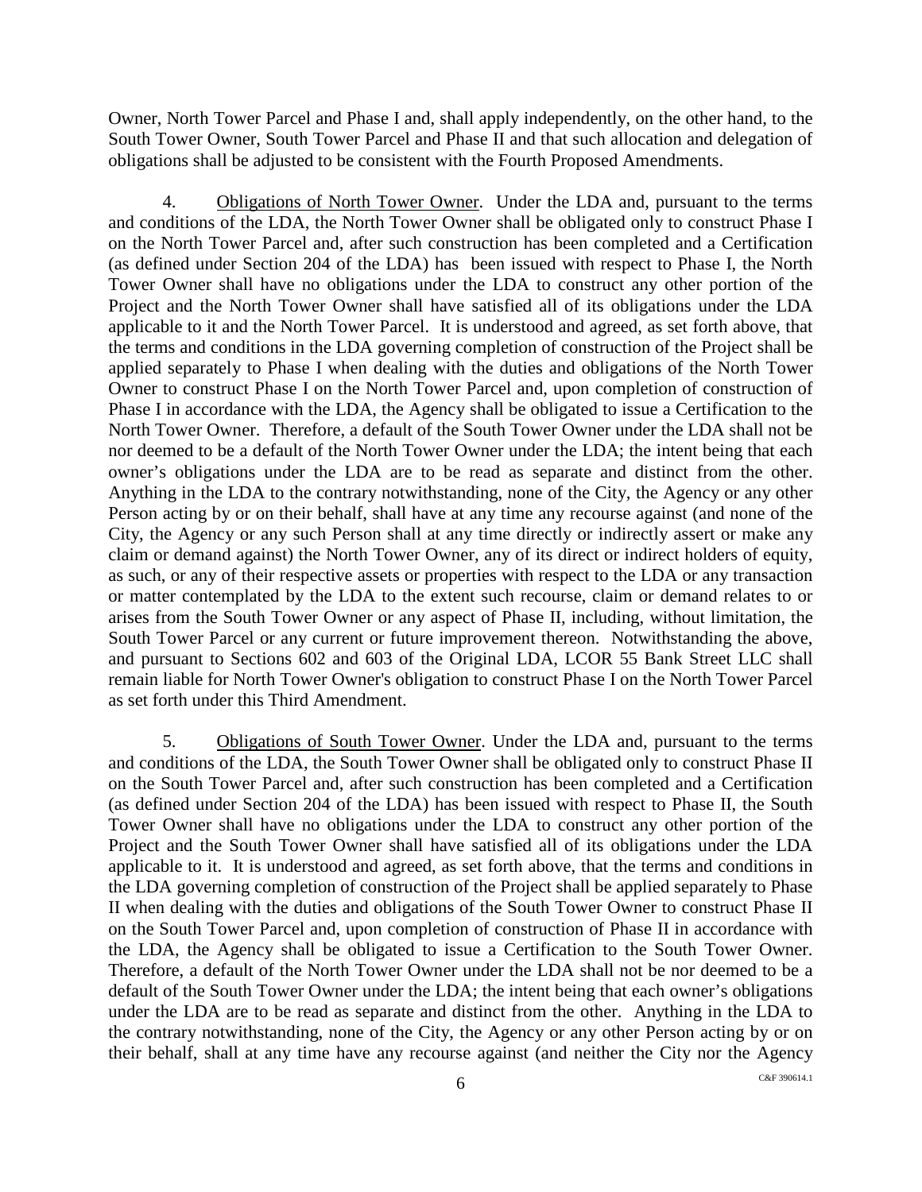Owner, North Tower Parcel and Phase I and, shall apply independently, on the other hand, to the South Tower Owner, South Tower Parcel and Phase II and that such allocation and delegation of obligations shall be adjusted to be consistent with the Fourth Proposed Amendments.

4. Obligations of North Tower Owner. Under the LDA and, pursuant to the terms and conditions of the LDA, the North Tower Owner shall be obligated only to construct Phase I on the North Tower Parcel and, after such construction has been completed and a Certification (as defined under Section 204 of the LDA) has been issued with respect to Phase I, the North Tower Owner shall have no obligations under the LDA to construct any other portion of the Project and the North Tower Owner shall have satisfied all of its obligations under the LDA applicable to it and the North Tower Parcel. It is understood and agreed, as set forth above, that the terms and conditions in the LDA governing completion of construction of the Project shall be applied separately to Phase I when dealing with the duties and obligations of the North Tower Owner to construct Phase I on the North Tower Parcel and, upon completion of construction of Phase I in accordance with the LDA, the Agency shall be obligated to issue a Certification to the North Tower Owner. Therefore, a default of the South Tower Owner under the LDA shall not be nor deemed to be a default of the North Tower Owner under the LDA; the intent being that each owner's obligations under the LDA are to be read as separate and distinct from the other. Anything in the LDA to the contrary notwithstanding, none of the City, the Agency or any other Person acting by or on their behalf, shall have at any time any recourse against (and none of the City, the Agency or any such Person shall at any time directly or indirectly assert or make any claim or demand against) the North Tower Owner, any of its direct or indirect holders of equity, as such, or any of their respective assets or properties with respect to the LDA or any transaction or matter contemplated by the LDA to the extent such recourse, claim or demand relates to or arises from the South Tower Owner or any aspect of Phase II, including, without limitation, the South Tower Parcel or any current or future improvement thereon. Notwithstanding the above, and pursuant to Sections 602 and 603 of the Original LDA, LCOR 55 Bank Street LLC shall remain liable for North Tower Owner's obligation to construct Phase I on the North Tower Parcel as set forth under this Third Amendment.

5. Obligations of South Tower Owner. Under the LDA and, pursuant to the terms and conditions of the LDA, the South Tower Owner shall be obligated only to construct Phase II on the South Tower Parcel and, after such construction has been completed and a Certification (as defined under Section 204 of the LDA) has been issued with respect to Phase II, the South Tower Owner shall have no obligations under the LDA to construct any other portion of the Project and the South Tower Owner shall have satisfied all of its obligations under the LDA applicable to it. It is understood and agreed, as set forth above, that the terms and conditions in the LDA governing completion of construction of the Project shall be applied separately to Phase II when dealing with the duties and obligations of the South Tower Owner to construct Phase II on the South Tower Parcel and, upon completion of construction of Phase II in accordance with the LDA, the Agency shall be obligated to issue a Certification to the South Tower Owner. Therefore, a default of the North Tower Owner under the LDA shall not be nor deemed to be a default of the South Tower Owner under the LDA; the intent being that each owner's obligations under the LDA are to be read as separate and distinct from the other. Anything in the LDA to the contrary notwithstanding, none of the City, the Agency or any other Person acting by or on their behalf, shall at any time have any recourse against (and neither the City nor the Agency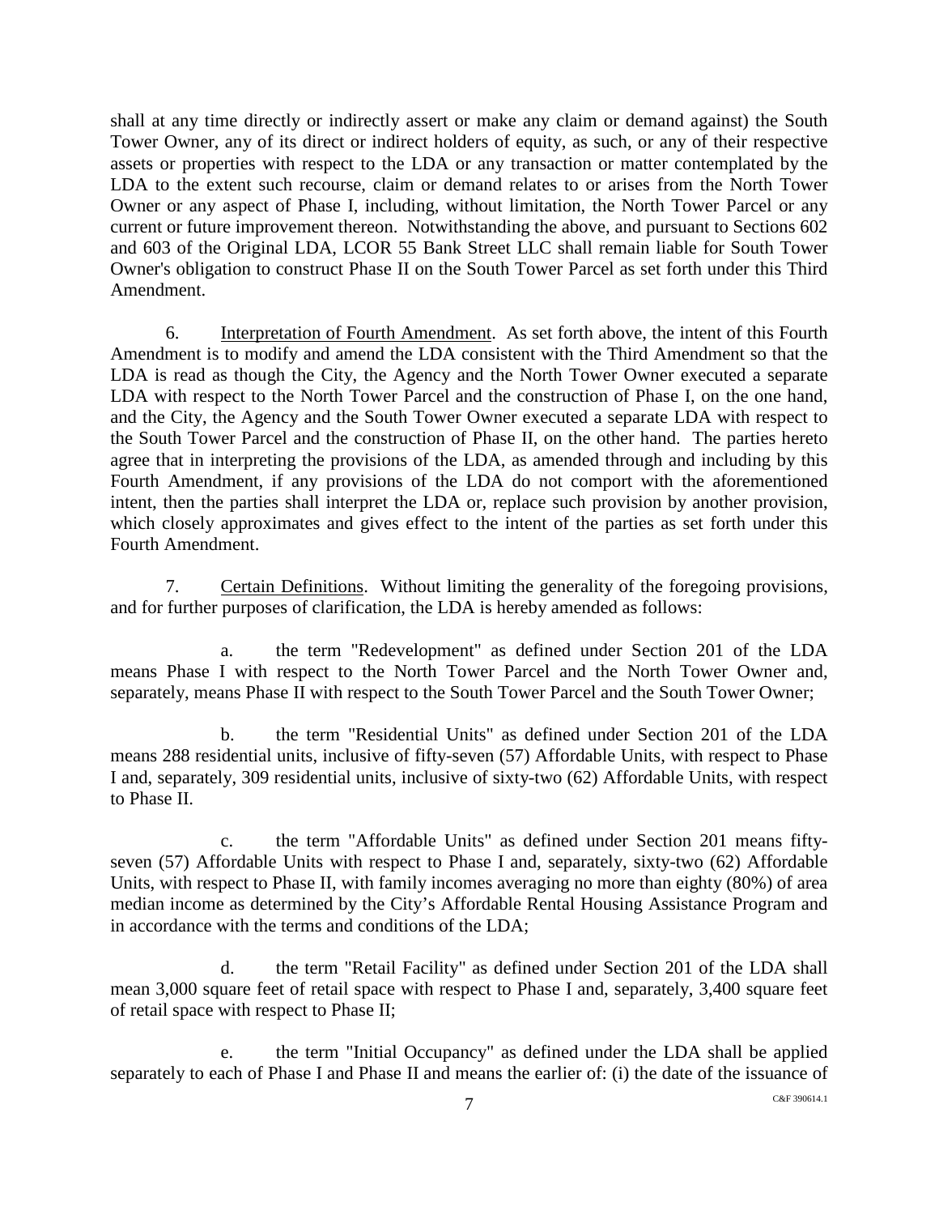shall at any time directly or indirectly assert or make any claim or demand against) the South Tower Owner, any of its direct or indirect holders of equity, as such, or any of their respective assets or properties with respect to the LDA or any transaction or matter contemplated by the LDA to the extent such recourse, claim or demand relates to or arises from the North Tower Owner or any aspect of Phase I, including, without limitation, the North Tower Parcel or any current or future improvement thereon. Notwithstanding the above, and pursuant to Sections 602 and 603 of the Original LDA, LCOR 55 Bank Street LLC shall remain liable for South Tower Owner's obligation to construct Phase II on the South Tower Parcel as set forth under this Third Amendment.

6. Interpretation of Fourth Amendment. As set forth above, the intent of this Fourth Amendment is to modify and amend the LDA consistent with the Third Amendment so that the LDA is read as though the City, the Agency and the North Tower Owner executed a separate LDA with respect to the North Tower Parcel and the construction of Phase I, on the one hand, and the City, the Agency and the South Tower Owner executed a separate LDA with respect to the South Tower Parcel and the construction of Phase II, on the other hand. The parties hereto agree that in interpreting the provisions of the LDA, as amended through and including by this Fourth Amendment, if any provisions of the LDA do not comport with the aforementioned intent, then the parties shall interpret the LDA or, replace such provision by another provision, which closely approximates and gives effect to the intent of the parties as set forth under this Fourth Amendment.

7. Certain Definitions. Without limiting the generality of the foregoing provisions, and for further purposes of clarification, the LDA is hereby amended as follows:

a. the term "Redevelopment" as defined under Section 201 of the LDA means Phase I with respect to the North Tower Parcel and the North Tower Owner and, separately, means Phase II with respect to the South Tower Parcel and the South Tower Owner;

b. the term "Residential Units" as defined under Section 201 of the LDA means 288 residential units, inclusive of fifty-seven (57) Affordable Units, with respect to Phase I and, separately, 309 residential units, inclusive of sixty-two (62) Affordable Units, with respect to Phase II.

c. the term "Affordable Units" as defined under Section 201 means fifty-seven (57) Affordable Units with respect to Phase I and, separately, sixty-two (62) Affordable Units, with respect to Phase II, with family incomes averaging no more than eighty (80%) of area median income as determined by the City's Affordable Rental Housing Assistance Program and in accordance with the terms and conditions of the LDA;

d. the term "Retail Facility" as defined under Section 201 of the LDA shall mean 3,000 square feet of retail space with respect to Phase I and, separately, 3,400 square feet of retail space with respect to Phase II;

e. the term "Initial Occupancy" as defined under the LDA shall be applied separately to each of Phase I and Phase II and means the earlier of: (i) the date of the issuance of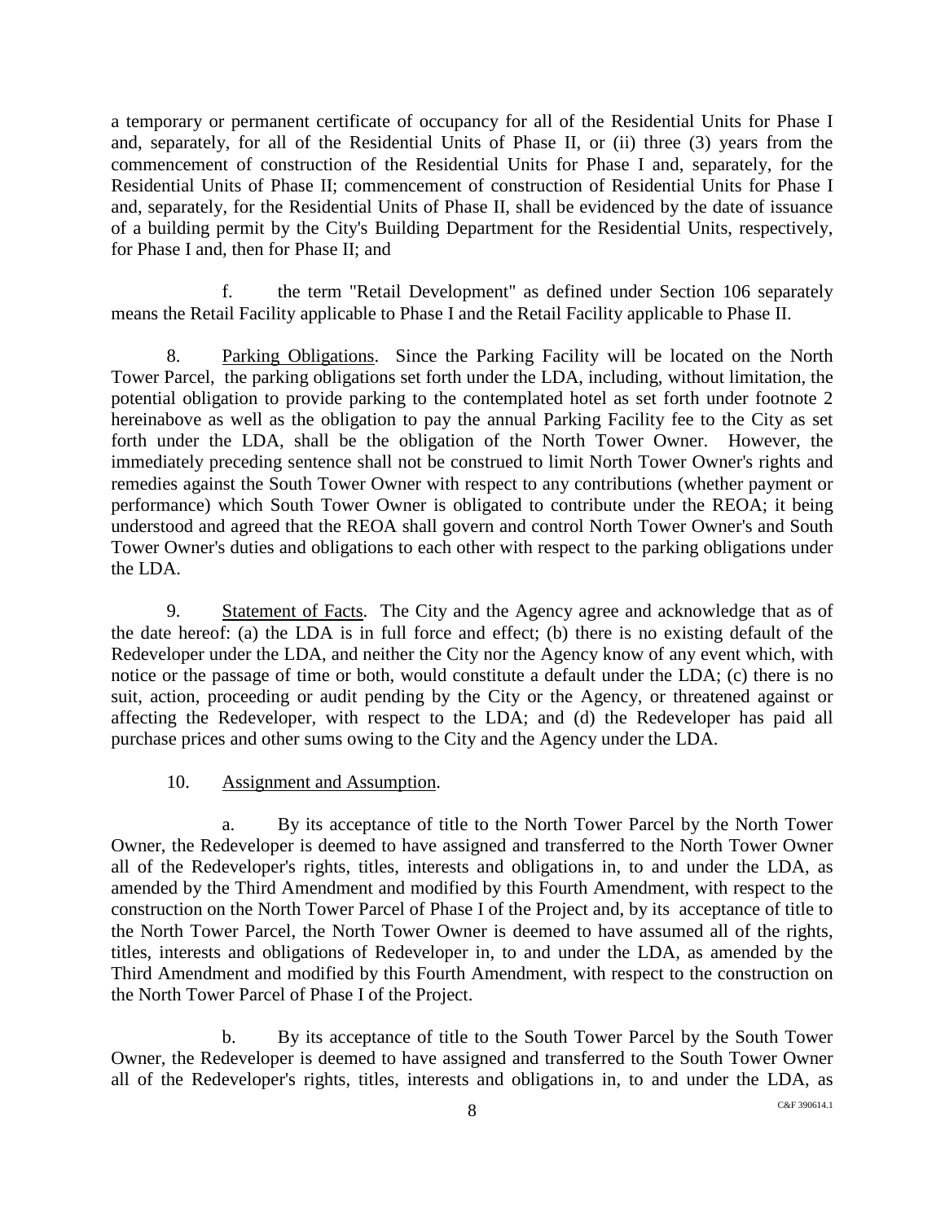a temporary or permanent certificate of occupancy for all of the Residential Units for Phase I and, separately, for all of the Residential Units of Phase II, or (ii) three (3) years from the commencement of construction of the Residential Units for Phase I and, separately, for the Residential Units of Phase II; commencement of construction of Residential Units for Phase I and, separately, for the Residential Units of Phase II, shall be evidenced by the date of issuance of a building permit by the City's Building Department for the Residential Units, respectively, for Phase I and, then for Phase II; and

f. the term "Retail Development" as defined under Section 106 separately means the Retail Facility applicable to Phase I and the Retail Facility applicable to Phase II.

8. Parking Obligations. Since the Parking Facility will be located on the North Tower Parcel, the parking obligations set forth under the LDA, including, without limitation, the potential obligation to provide parking to the contemplated hotel as set forth under footnote 2 hereinabove as well as the obligation to pay the annual Parking Facility fee to the City as set forth under the LDA, shall be the obligation of the North Tower Owner. However, the immediately preceding sentence shall not be construed to limit North Tower Owner's rights and remedies against the South Tower Owner with respect to any contributions (whether payment or performance) which South Tower Owner is obligated to contribute under the REOA; it being understood and agreed that the REOA shall govern and control North Tower Owner's and South Tower Owner's duties and obligations to each other with respect to the parking obligations under the LDA.

9. Statement of Facts. The City and the Agency agree and acknowledge that as of the date hereof: (a) the LDA is in full force and effect; (b) there is no existing default of the Redeveloper under the LDA, and neither the City nor the Agency know of any event which, with notice or the passage of time or both, would constitute a default under the LDA; (c) there is no suit, action, proceeding or audit pending by the City or the Agency, or threatened against or affecting the Redeveloper, with respect to the LDA; and (d) the Redeveloper has paid all purchase prices and other sums owing to the City and the Agency under the LDA.

10. Assignment and Assumption.

a. By its acceptance of title to the North Tower Parcel by the North Tower Owner, the Redeveloper is deemed to have assigned and transferred to the North Tower Owner all of the Redeveloper's rights, titles, interests and obligations in, to and under the LDA, as amended by the Third Amendment and modified by this Fourth Amendment, with respect to the construction on the North Tower Parcel of Phase I of the Project and, by its acceptance of title to the North Tower Parcel, the North Tower Owner is deemed to have assumed all of the rights, titles, interests and obligations of Redeveloper in, to and under the LDA, as amended by the Third Amendment and modified by this Fourth Amendment, with respect to the construction on the North Tower Parcel of Phase I of the Project.

b. By its acceptance of title to the South Tower Parcel by the South Tower Owner, the Redeveloper is deemed to have assigned and transferred to the South Tower Owner all of the Redeveloper's rights, titles, interests and obligations in, to and under the LDA, as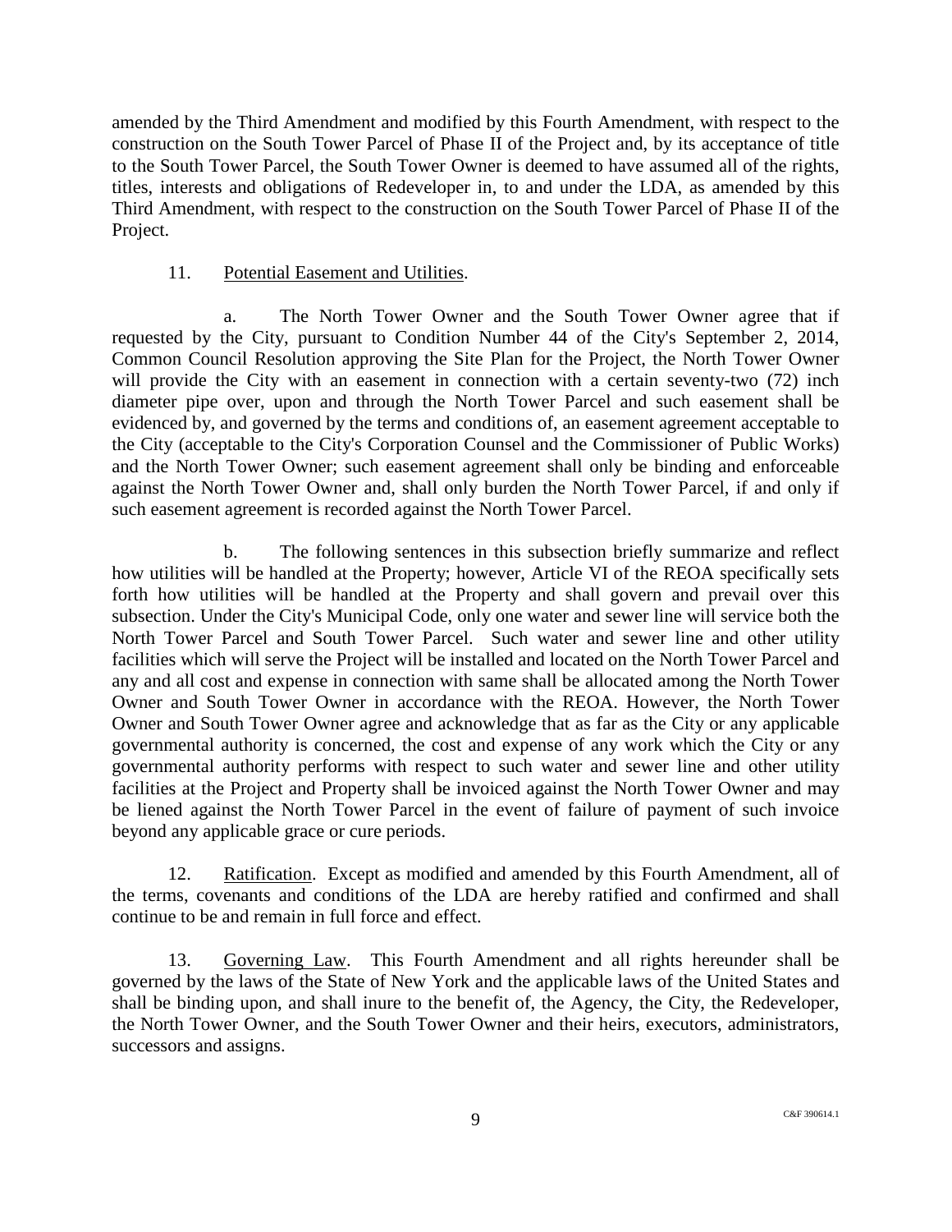amended by the Third Amendment and modified by this Fourth Amendment, with respect to the construction on the South Tower Parcel of Phase II of the Project and, by its acceptance of title to the South Tower Parcel, the South Tower Owner is deemed to have assumed all of the rights, titles, interests and obligations of Redeveloper in, to and under the LDA, as amended by this Third Amendment, with respect to the construction on the South Tower Parcel of Phase II of the Project.

11. Potential Easement and Utilities.

a. The North Tower Owner and the South Tower Owner agree that if requested by the City, pursuant to Condition Number 44 of the City's September 2, 2014, Common Council Resolution approving the Site Plan for the Project, the North Tower Owner will provide the City with an easement in connection with a certain seventy-two (72) inch diameter pipe over, upon and through the North Tower Parcel and such easement shall be evidenced by, and governed by the terms and conditions of, an easement agreement acceptable to the City (acceptable to the City's Corporation Counsel and the Commissioner of Public Works) and the North Tower Owner; such easement agreement shall only be binding and enforceable against the North Tower Owner and, shall only burden the North Tower Parcel, if and only if such easement agreement is recorded against the North Tower Parcel.

b. The following sentences in this subsection briefly summarize and reflect how utilities will be handled at the Property; however, Article VI of the REOA specifically sets forth how utilities will be handled at the Property and shall govern and prevail over this subsection. Under the City's Municipal Code, only one water and sewer line will service both the North Tower Parcel and South Tower Parcel. Such water and sewer line and other utility facilities which will serve the Project will be installed and located on the North Tower Parcel and any and all cost and expense in connection with same shall be allocated among the North Tower Owner and South Tower Owner in accordance with the REOA. However, the North Tower Owner and South Tower Owner agree and acknowledge that as far as the City or any applicable governmental authority is concerned, the cost and expense of any work which the City or any governmental authority performs with respect to such water and sewer line and other utility facilities at the Project and Property shall be invoiced against the North Tower Owner and may be liened against the North Tower Parcel in the event of failure of payment of such invoice beyond any applicable grace or cure periods.

12. Ratification. Except as modified and amended by this Fourth Amendment, all of the terms, covenants and conditions of the LDA are hereby ratified and confirmed and shall continue to be and remain in full force and effect.

13. Governing Law. This Fourth Amendment and all rights hereunder shall be governed by the laws of the State of New York and the applicable laws of the United States and shall be binding upon, and shall inure to the benefit of, the Agency, the City, the Redeveloper, the North Tower Owner, and the South Tower Owner and their heirs, executors, administrators, successors and assigns.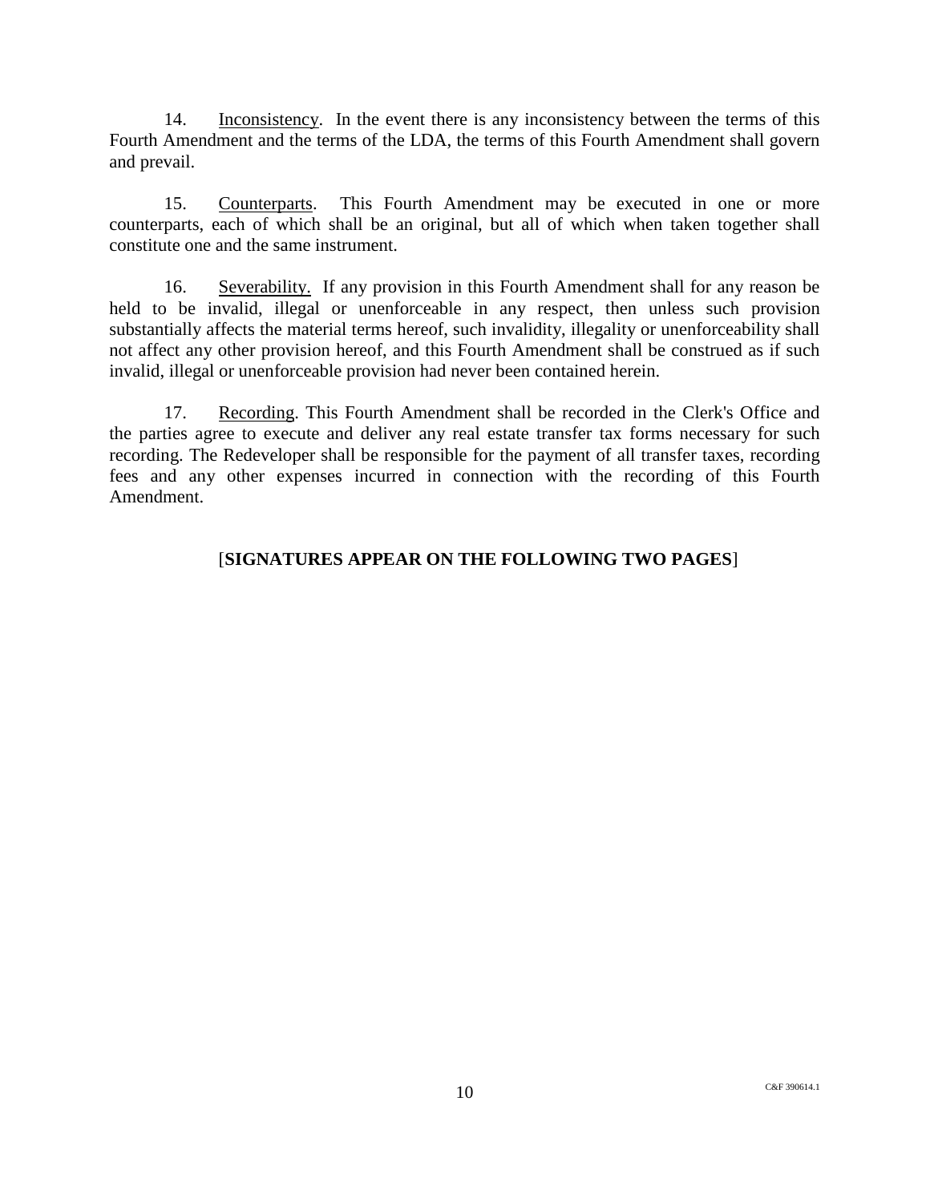14. Inconsistency. In the event there is any inconsistency between the terms of this Fourth Amendment and the terms of the LDA, the terms of this Fourth Amendment shall govern and prevail.

15. Counterparts. This Fourth Amendment may be executed in one or more counterparts, each of which shall be an original, but all of which when taken together shall constitute one and the same instrument.

16. Severability. If any provision in this Fourth Amendment shall for any reason be held to be invalid, illegal or unenforceable in any respect, then unless such provision substantially affects the material terms hereof, such invalidity, illegality or unenforceability shall not affect any other provision hereof, and this Fourth Amendment shall be construed as if such invalid, illegal or unenforceable provision had never been contained herein.

17. Recording. This Fourth Amendment shall be recorded in the Clerk's Office and the parties agree to execute and deliver any real estate transfer tax forms necessary for such recording. The Redeveloper shall be responsible for the payment of all transfer taxes, recording fees and any other expenses incurred in connection with the recording of this Fourth Amendment.

[**SIGNATURES APPEAR ON THE FOLLOWING TWO PAGES**]

C&F 390614.1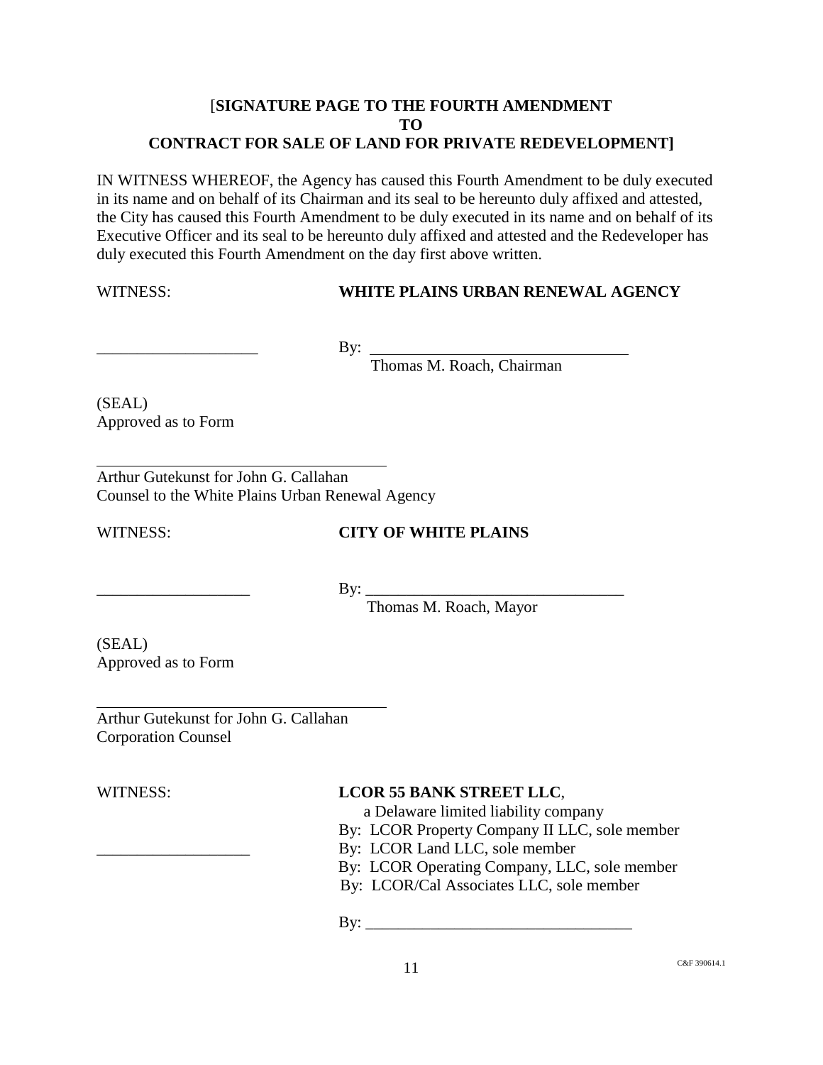**[SIGNATURE PAGE TO THE FOURTH AMENDMENT**
**TO**
**CONTRACT FOR SALE OF LAND FOR PRIVATE REDEVELOPMENT]**

IN WITNESS WHEREOF, the Agency has caused this Fourth Amendment to be duly executed in its name and on behalf of its Chairman and its seal to be hereunto duly affixed and attested, the City has caused this Fourth Amendment to be duly executed in its name and on behalf of its Executive Officer and its seal to be hereunto duly affixed and attested and the Redeveloper has duly executed this Fourth Amendment on the day first above written.

WITNESS: **WHITE PLAINS URBAN RENEWAL AGENCY**

____________________ By: ________________________________
Thomas M. Roach, Chairman

(SEAL)
Approved as to Form

____________________________________
Arthur Gutekunst for John G. Callahan
Counsel to the White Plains Urban Renewal Agency

WITNESS: **CITY OF WHITE PLAINS**

____________________ By: ________________________________
Thomas M. Roach, Mayor

(SEAL)
Approved as to Form

____________________________________
Arthur Gutekunst for John G. Callahan
Corporation Counsel

WITNESS: **LCOR 55 BANK STREET LLC**,
a Delaware limited liability company
By: LCOR Property Company II LLC, sole member
By: LCOR Land LLC, sole member
By: LCOR Operating Company, LLC, sole member
By: LCOR/Cal Associates LLC, sole member

____________________

By: ________________________________

C&F 390614.1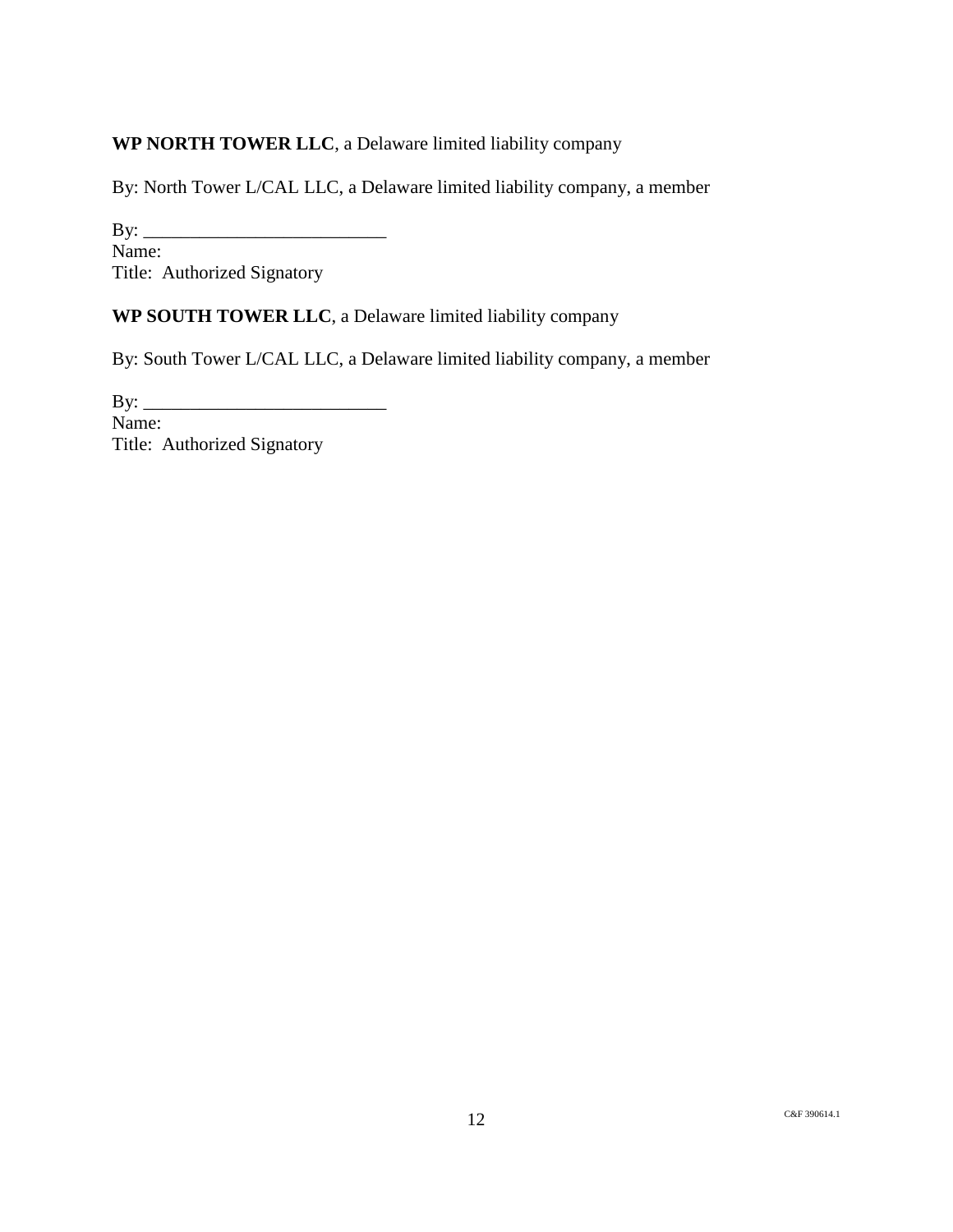**WP NORTH TOWER LLC**, a Delaware limited liability company

By: North Tower L/CAL LLC, a Delaware limited liability company, a member

By: ___________________________
Name:
Title: Authorized Signatory

**WP SOUTH TOWER LLC**, a Delaware limited liability company

By: South Tower L/CAL LLC, a Delaware limited liability company, a member

By: ___________________________
Name:
Title: Authorized Signatory

C&F 390614.1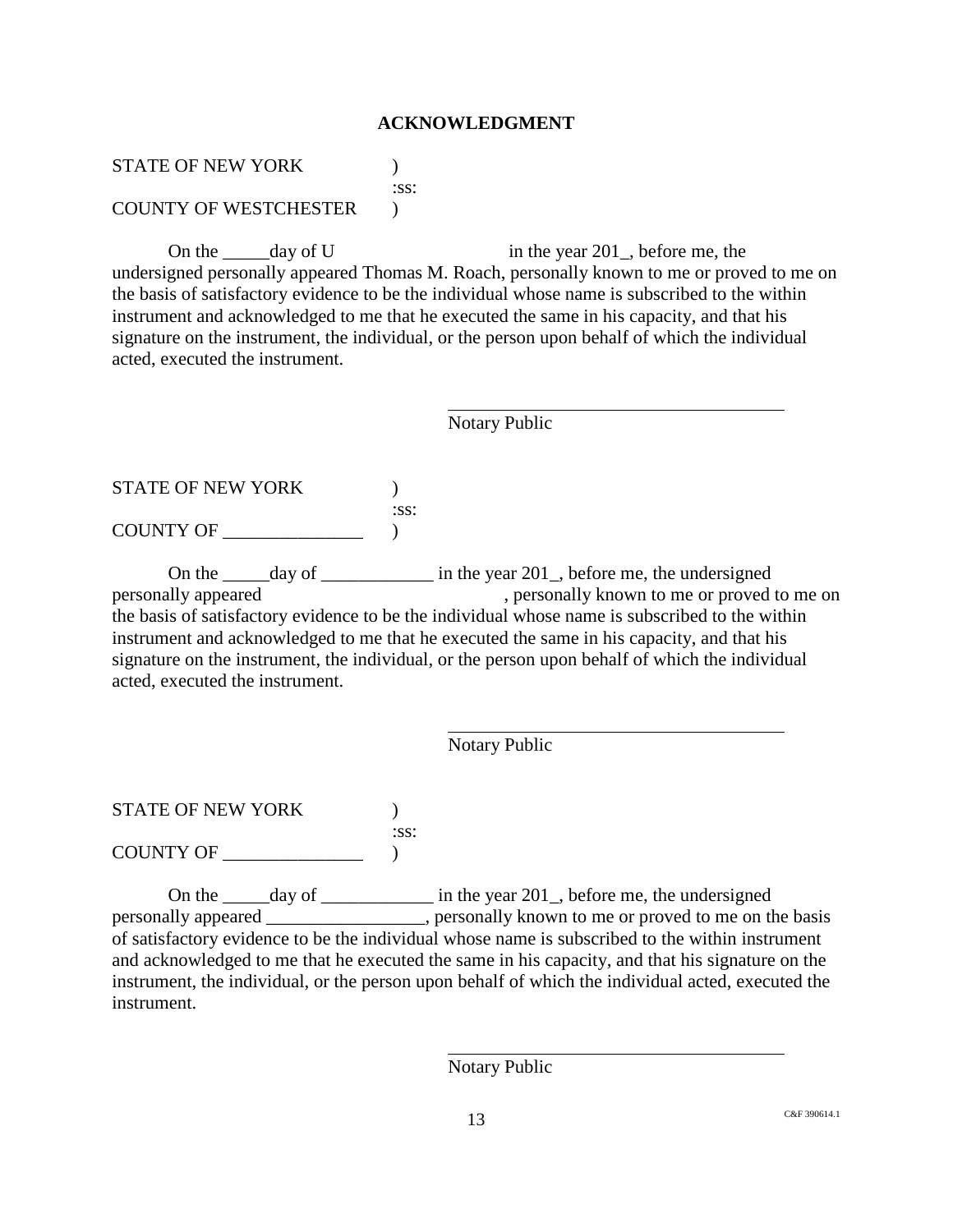## ACKNOWLEDGMENT

STATE OF NEW YORK )
:ss:
COUNTY OF WESTCHESTER )

On the _____day of U in the year 201_, before me, the undersigned personally appeared Thomas M. Roach, personally known to me or proved to me on the basis of satisfactory evidence to be the individual whose name is subscribed to the within instrument and acknowledged to me that he executed the same in his capacity, and that his signature on the instrument, the individual, or the person upon behalf of which the individual acted, executed the instrument.

_________________________________
Notary Public

STATE OF NEW YORK )
:ss:
COUNTY OF _______________ )

On the _____day of ____________ in the year 201_, before me, the undersigned personally appeared , personally known to me or proved to me on the basis of satisfactory evidence to be the individual whose name is subscribed to the within instrument and acknowledged to me that he executed the same in his capacity, and that his signature on the instrument, the individual, or the person upon behalf of which the individual acted, executed the instrument.

_________________________________
Notary Public

STATE OF NEW YORK )
:ss:
COUNTY OF _______________ )

On the _____day of ____________ in the year 201_, before me, the undersigned personally appeared _________________, personally known to me or proved to me on the basis of satisfactory evidence to be the individual whose name is subscribed to the within instrument and acknowledged to me that he executed the same in his capacity, and that his signature on the instrument, the individual, or the person upon behalf of which the individual acted, executed the instrument.

_________________________________
Notary Public

C&F 390614.1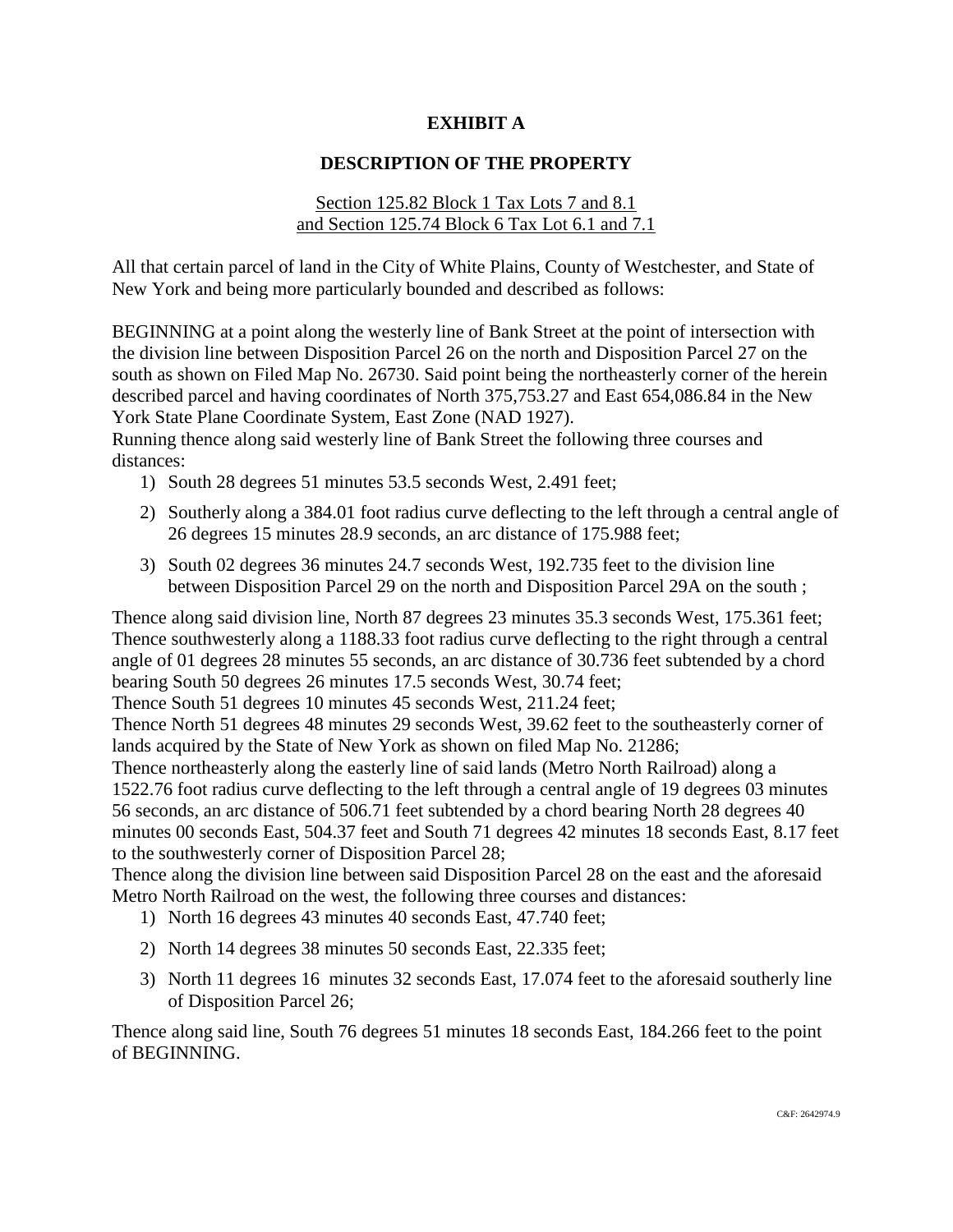**EXHIBIT A**

**DESCRIPTION OF THE PROPERTY**

Section 125.82 Block 1 Tax Lots 7 and 8.1
and Section 125.74 Block 6 Tax Lot 6.1 and 7.1

All that certain parcel of land in the City of White Plains, County of Westchester, and State of New York and being more particularly bounded and described as follows:

BEGINNING at a point along the westerly line of Bank Street at the point of intersection with the division line between Disposition Parcel 26 on the north and Disposition Parcel 27 on the south as shown on Filed Map No. 26730. Said point being the northeasterly corner of the herein described parcel and having coordinates of North 375,753.27 and East 654,086.84 in the New York State Plane Coordinate System, East Zone (NAD 1927).
Running thence along said westerly line of Bank Street the following three courses and distances:

1) South 28 degrees 51 minutes 53.5 seconds West, 2.491 feet;
2) Southerly along a 384.01 foot radius curve deflecting to the left through a central angle of 26 degrees 15 minutes 28.9 seconds, an arc distance of 175.988 feet;
3) South 02 degrees 36 minutes 24.7 seconds West, 192.735 feet to the division line between Disposition Parcel 29 on the north and Disposition Parcel 29A on the south ;

Thence along said division line, North 87 degrees 23 minutes 35.3 seconds West, 175.361 feet;
Thence southwesterly along a 1188.33 foot radius curve deflecting to the right through a central angle of 01 degrees 28 minutes 55 seconds, an arc distance of 30.736 feet subtended by a chord bearing South 50 degrees 26 minutes 17.5 seconds West, 30.74 feet;
Thence South 51 degrees 10 minutes 45 seconds West, 211.24 feet;
Thence North 51 degrees 48 minutes 29 seconds West, 39.62 feet to the southeasterly corner of lands acquired by the State of New York as shown on filed Map No. 21286;
Thence northeasterly along the easterly line of said lands (Metro North Railroad) along a 1522.76 foot radius curve deflecting to the left through a central angle of 19 degrees 03 minutes 56 seconds, an arc distance of 506.71 feet subtended by a chord bearing North 28 degrees 40 minutes 00 seconds East, 504.37 feet and South 71 degrees 42 minutes 18 seconds East, 8.17 feet to the southwesterly corner of Disposition Parcel 28;
Thence along the division line between said Disposition Parcel 28 on the east and the aforesaid Metro North Railroad on the west, the following three courses and distances:

1) North 16 degrees 43 minutes 40 seconds East, 47.740 feet;
2) North 14 degrees 38 minutes 50 seconds East, 22.335 feet;
3) North 11 degrees 16 minutes 32 seconds East, 17.074 feet to the aforesaid southerly line of Disposition Parcel 26;

Thence along said line, South 76 degrees 51 minutes 18 seconds East, 184.266 feet to the point of BEGINNING.

C&F: 2642974.9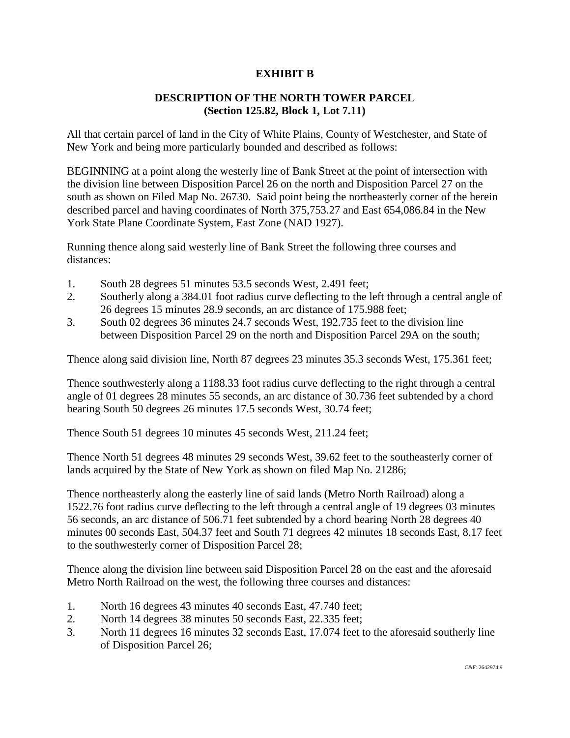**EXHIBIT B**

**DESCRIPTION OF THE NORTH TOWER PARCEL**
**(Section 125.82, Block 1, Lot 7.11)**

All that certain parcel of land in the City of White Plains, County of Westchester, and State of New York and being more particularly bounded and described as follows:

BEGINNING at a point along the westerly line of Bank Street at the point of intersection with the division line between Disposition Parcel 26 on the north and Disposition Parcel 27 on the south as shown on Filed Map No. 26730. Said point being the northeasterly corner of the herein described parcel and having coordinates of North 375,753.27 and East 654,086.84 in the New York State Plane Coordinate System, East Zone (NAD 1927).

Running thence along said westerly line of Bank Street the following three courses and distances:

1. South 28 degrees 51 minutes 53.5 seconds West, 2.491 feet;
2. Southerly along a 384.01 foot radius curve deflecting to the left through a central angle of 26 degrees 15 minutes 28.9 seconds, an arc distance of 175.988 feet;
3. South 02 degrees 36 minutes 24.7 seconds West, 192.735 feet to the division line between Disposition Parcel 29 on the north and Disposition Parcel 29A on the south;

Thence along said division line, North 87 degrees 23 minutes 35.3 seconds West, 175.361 feet;

Thence southwesterly along a 1188.33 foot radius curve deflecting to the right through a central angle of 01 degrees 28 minutes 55 seconds, an arc distance of 30.736 feet subtended by a chord bearing South 50 degrees 26 minutes 17.5 seconds West, 30.74 feet;

Thence South 51 degrees 10 minutes 45 seconds West, 211.24 feet;

Thence North 51 degrees 48 minutes 29 seconds West, 39.62 feet to the southeasterly corner of lands acquired by the State of New York as shown on filed Map No. 21286;

Thence northeasterly along the easterly line of said lands (Metro North Railroad) along a 1522.76 foot radius curve deflecting to the left through a central angle of 19 degrees 03 minutes 56 seconds, an arc distance of 506.71 feet subtended by a chord bearing North 28 degrees 40 minutes 00 seconds East, 504.37 feet and South 71 degrees 42 minutes 18 seconds East, 8.17 feet to the southwesterly corner of Disposition Parcel 28;

Thence along the division line between said Disposition Parcel 28 on the east and the aforesaid Metro North Railroad on the west, the following three courses and distances:

1. North 16 degrees 43 minutes 40 seconds East, 47.740 feet;
2. North 14 degrees 38 minutes 50 seconds East, 22.335 feet;
3. North 11 degrees 16 minutes 32 seconds East, 17.074 feet to the aforesaid southerly line of Disposition Parcel 26;

C&F: 2642974.9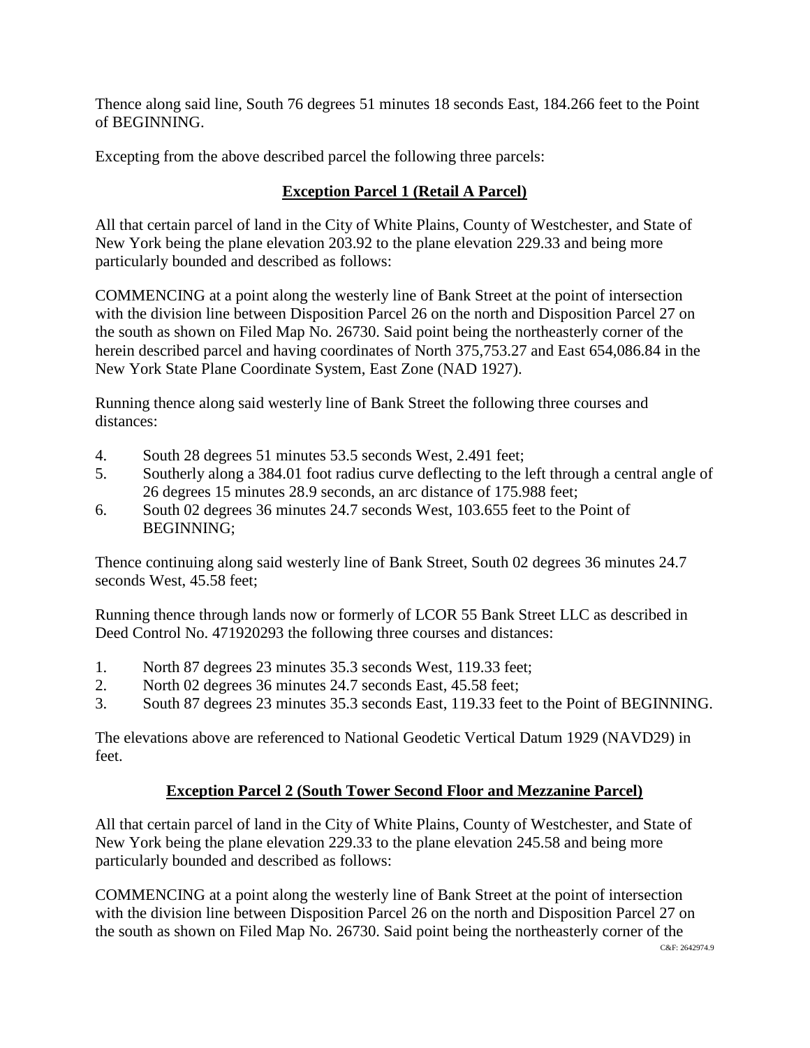Thence along said line, South 76 degrees 51 minutes 18 seconds East, 184.266 feet to the Point of BEGINNING.

Excepting from the above described parcel the following three parcels:

**Exception Parcel 1 (Retail A Parcel)**

All that certain parcel of land in the City of White Plains, County of Westchester, and State of New York being the plane elevation 203.92 to the plane elevation 229.33 and being more particularly bounded and described as follows:

COMMENCING at a point along the westerly line of Bank Street at the point of intersection with the division line between Disposition Parcel 26 on the north and Disposition Parcel 27 on the south as shown on Filed Map No. 26730. Said point being the northeasterly corner of the herein described parcel and having coordinates of North 375,753.27 and East 654,086.84 in the New York State Plane Coordinate System, East Zone (NAD 1927).

Running thence along said westerly line of Bank Street the following three courses and distances:

4. South 28 degrees 51 minutes 53.5 seconds West, 2.491 feet;
5. Southerly along a 384.01 foot radius curve deflecting to the left through a central angle of 26 degrees 15 minutes 28.9 seconds, an arc distance of 175.988 feet;
6. South 02 degrees 36 minutes 24.7 seconds West, 103.655 feet to the Point of BEGINNING;

Thence continuing along said westerly line of Bank Street, South 02 degrees 36 minutes 24.7 seconds West, 45.58 feet;

Running thence through lands now or formerly of LCOR 55 Bank Street LLC as described in Deed Control No. 471920293 the following three courses and distances:

1. North 87 degrees 23 minutes 35.3 seconds West, 119.33 feet;
2. North 02 degrees 36 minutes 24.7 seconds East, 45.58 feet;
3. South 87 degrees 23 minutes 35.3 seconds East, 119.33 feet to the Point of BEGINNING.

The elevations above are referenced to National Geodetic Vertical Datum 1929 (NAVD29) in feet.

**Exception Parcel 2 (South Tower Second Floor and Mezzanine Parcel)**

All that certain parcel of land in the City of White Plains, County of Westchester, and State of New York being the plane elevation 229.33 to the plane elevation 245.58 and being more particularly bounded and described as follows:

COMMENCING at a point along the westerly line of Bank Street at the point of intersection with the division line between Disposition Parcel 26 on the north and Disposition Parcel 27 on the south as shown on Filed Map No. 26730. Said point being the northeasterly corner of the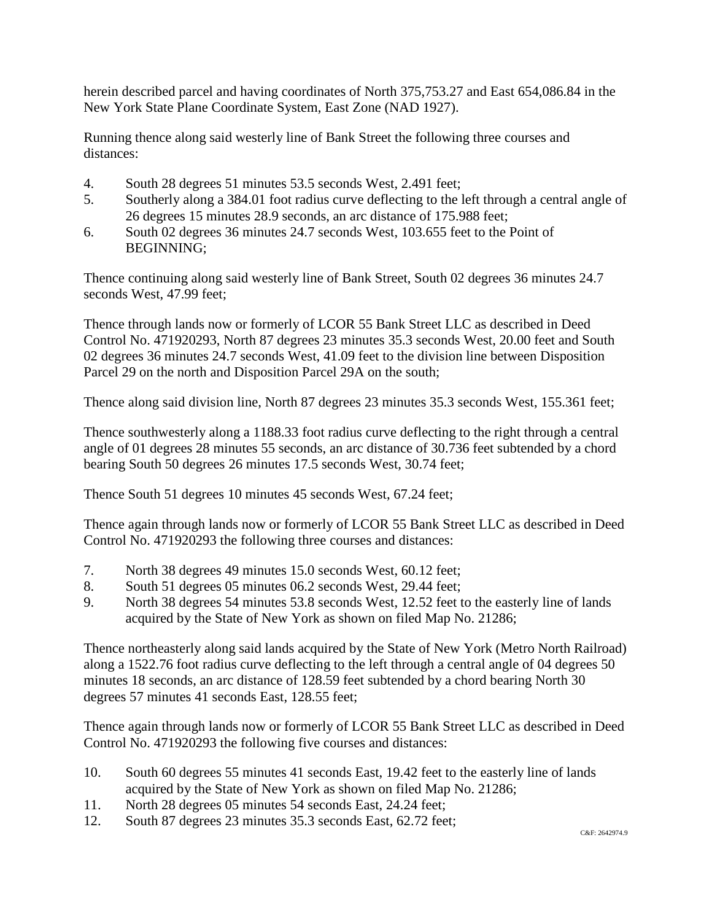herein described parcel and having coordinates of North 375,753.27 and East 654,086.84 in the New York State Plane Coordinate System, East Zone (NAD 1927).

Running thence along said westerly line of Bank Street the following three courses and distances:

4. South 28 degrees 51 minutes 53.5 seconds West, 2.491 feet;
5. Southerly along a 384.01 foot radius curve deflecting to the left through a central angle of 26 degrees 15 minutes 28.9 seconds, an arc distance of 175.988 feet;
6. South 02 degrees 36 minutes 24.7 seconds West, 103.655 feet to the Point of BEGINNING;

Thence continuing along said westerly line of Bank Street, South 02 degrees 36 minutes 24.7 seconds West, 47.99 feet;

Thence through lands now or formerly of LCOR 55 Bank Street LLC as described in Deed Control No. 471920293, North 87 degrees 23 minutes 35.3 seconds West, 20.00 feet and South 02 degrees 36 minutes 24.7 seconds West, 41.09 feet to the division line between Disposition Parcel 29 on the north and Disposition Parcel 29A on the south;

Thence along said division line, North 87 degrees 23 minutes 35.3 seconds West, 155.361 feet;

Thence southwesterly along a 1188.33 foot radius curve deflecting to the right through a central angle of 01 degrees 28 minutes 55 seconds, an arc distance of 30.736 feet subtended by a chord bearing South 50 degrees 26 minutes 17.5 seconds West, 30.74 feet;

Thence South 51 degrees 10 minutes 45 seconds West, 67.24 feet;

Thence again through lands now or formerly of LCOR 55 Bank Street LLC as described in Deed Control No. 471920293 the following three courses and distances:

7. North 38 degrees 49 minutes 15.0 seconds West, 60.12 feet;
8. South 51 degrees 05 minutes 06.2 seconds West, 29.44 feet;
9. North 38 degrees 54 minutes 53.8 seconds West, 12.52 feet to the easterly line of lands acquired by the State of New York as shown on filed Map No. 21286;

Thence northeasterly along said lands acquired by the State of New York (Metro North Railroad) along a 1522.76 foot radius curve deflecting to the left through a central angle of 04 degrees 50 minutes 18 seconds, an arc distance of 128.59 feet subtended by a chord bearing North 30 degrees 57 minutes 41 seconds East, 128.55 feet;

Thence again through lands now or formerly of LCOR 55 Bank Street LLC as described in Deed Control No. 471920293 the following five courses and distances:

10. South 60 degrees 55 minutes 41 seconds East, 19.42 feet to the easterly line of lands acquired by the State of New York as shown on filed Map No. 21286;
11. North 28 degrees 05 minutes 54 seconds East, 24.24 feet;
12. South 87 degrees 23 minutes 35.3 seconds East, 62.72 feet;

C&F: 2642974.9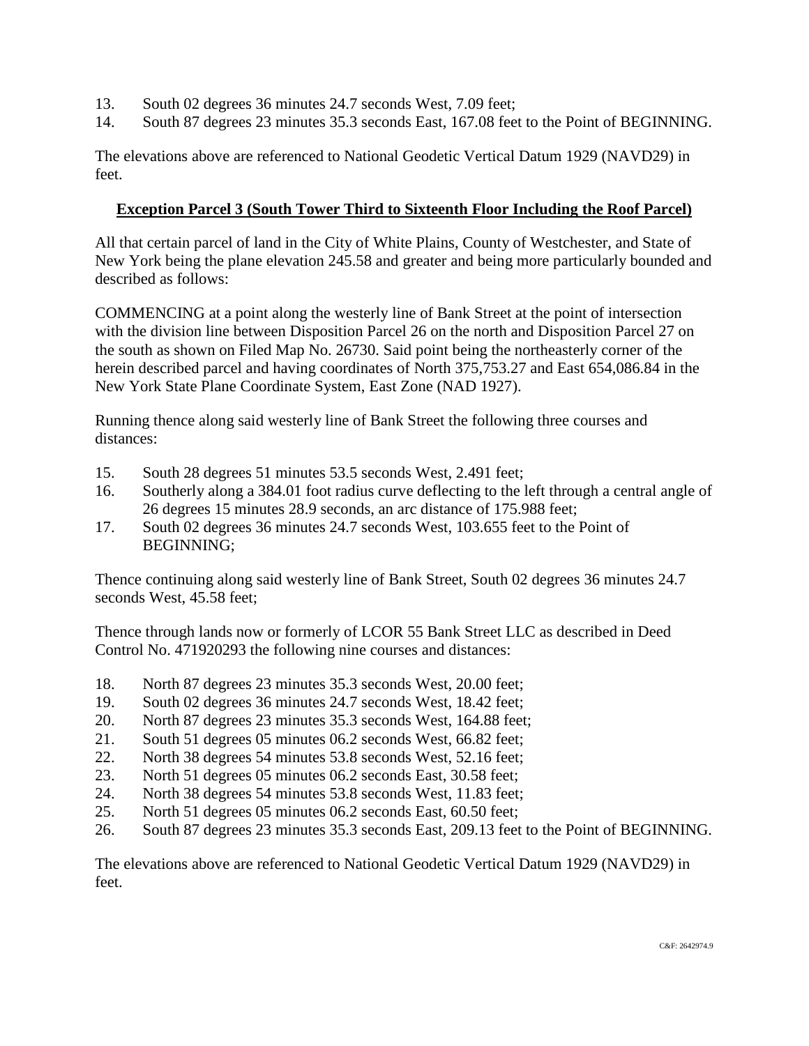13. South 02 degrees 36 minutes 24.7 seconds West, 7.09 feet;
14. South 87 degrees 23 minutes 35.3 seconds East, 167.08 feet to the Point of BEGINNING.

The elevations above are referenced to National Geodetic Vertical Datum 1929 (NAVD29) in feet.

**Exception Parcel 3 (South Tower Third to Sixteenth Floor Including the Roof Parcel)**

All that certain parcel of land in the City of White Plains, County of Westchester, and State of New York being the plane elevation 245.58 and greater and being more particularly bounded and described as follows:

COMMENCING at a point along the westerly line of Bank Street at the point of intersection with the division line between Disposition Parcel 26 on the north and Disposition Parcel 27 on the south as shown on Filed Map No. 26730. Said point being the northeasterly corner of the herein described parcel and having coordinates of North 375,753.27 and East 654,086.84 in the New York State Plane Coordinate System, East Zone (NAD 1927).

Running thence along said westerly line of Bank Street the following three courses and distances:

15. South 28 degrees 51 minutes 53.5 seconds West, 2.491 feet;
16. Southerly along a 384.01 foot radius curve deflecting to the left through a central angle of 26 degrees 15 minutes 28.9 seconds, an arc distance of 175.988 feet;
17. South 02 degrees 36 minutes 24.7 seconds West, 103.655 feet to the Point of BEGINNING;

Thence continuing along said westerly line of Bank Street, South 02 degrees 36 minutes 24.7 seconds West, 45.58 feet;

Thence through lands now or formerly of LCOR 55 Bank Street LLC as described in Deed Control No. 471920293 the following nine courses and distances:

18. North 87 degrees 23 minutes 35.3 seconds West, 20.00 feet;
19. South 02 degrees 36 minutes 24.7 seconds West, 18.42 feet;
20. North 87 degrees 23 minutes 35.3 seconds West, 164.88 feet;
21. South 51 degrees 05 minutes 06.2 seconds West, 66.82 feet;
22. North 38 degrees 54 minutes 53.8 seconds West, 52.16 feet;
23. North 51 degrees 05 minutes 06.2 seconds East, 30.58 feet;
24. North 38 degrees 54 minutes 53.8 seconds West, 11.83 feet;
25. North 51 degrees 05 minutes 06.2 seconds East, 60.50 feet;
26. South 87 degrees 23 minutes 35.3 seconds East, 209.13 feet to the Point of BEGINNING.

The elevations above are referenced to National Geodetic Vertical Datum 1929 (NAVD29) in feet.

C&F: 2642974.9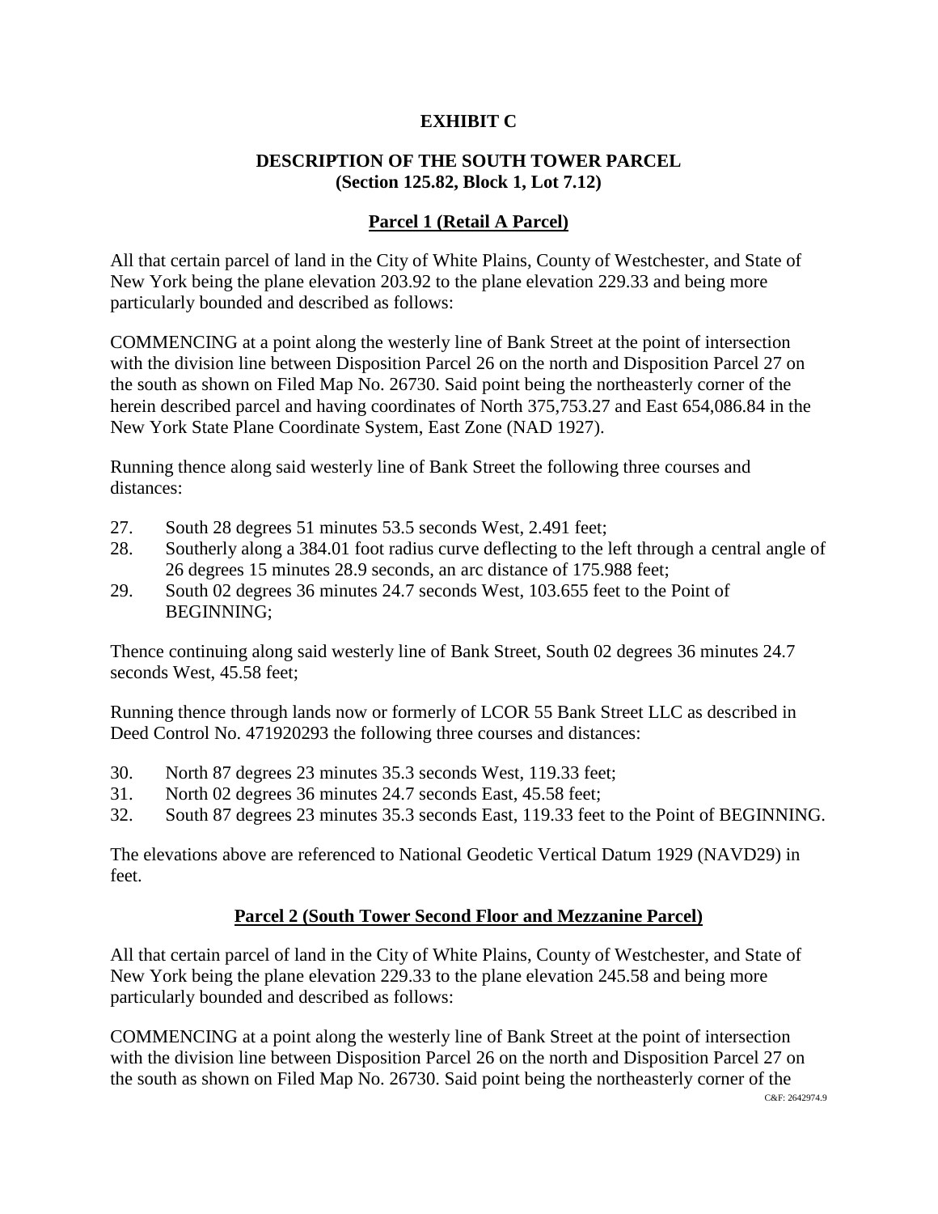**EXHIBIT C**

**DESCRIPTION OF THE SOUTH TOWER PARCEL**
**(Section 125.82, Block 1, Lot 7.12)**

**Parcel 1 (Retail A Parcel)**

All that certain parcel of land in the City of White Plains, County of Westchester, and State of New York being the plane elevation 203.92 to the plane elevation 229.33 and being more particularly bounded and described as follows:

COMMENCING at a point along the westerly line of Bank Street at the point of intersection with the division line between Disposition Parcel 26 on the north and Disposition Parcel 27 on the south as shown on Filed Map No. 26730. Said point being the northeasterly corner of the herein described parcel and having coordinates of North 375,753.27 and East 654,086.84 in the New York State Plane Coordinate System, East Zone (NAD 1927).

Running thence along said westerly line of Bank Street the following three courses and distances:

27. South 28 degrees 51 minutes 53.5 seconds West, 2.491 feet;
28. Southerly along a 384.01 foot radius curve deflecting to the left through a central angle of 26 degrees 15 minutes 28.9 seconds, an arc distance of 175.988 feet;
29. South 02 degrees 36 minutes 24.7 seconds West, 103.655 feet to the Point of BEGINNING;

Thence continuing along said westerly line of Bank Street, South 02 degrees 36 minutes 24.7 seconds West, 45.58 feet;

Running thence through lands now or formerly of LCOR 55 Bank Street LLC as described in Deed Control No. 471920293 the following three courses and distances:

30. North 87 degrees 23 minutes 35.3 seconds West, 119.33 feet;
31. North 02 degrees 36 minutes 24.7 seconds East, 45.58 feet;
32. South 87 degrees 23 minutes 35.3 seconds East, 119.33 feet to the Point of BEGINNING.

The elevations above are referenced to National Geodetic Vertical Datum 1929 (NAVD29) in feet.

**Parcel 2 (South Tower Second Floor and Mezzanine Parcel)**

All that certain parcel of land in the City of White Plains, County of Westchester, and State of New York being the plane elevation 229.33 to the plane elevation 245.58 and being more particularly bounded and described as follows:

COMMENCING at a point along the westerly line of Bank Street at the point of intersection with the division line between Disposition Parcel 26 on the north and Disposition Parcel 27 on the south as shown on Filed Map No. 26730. Said point being the northeasterly corner of the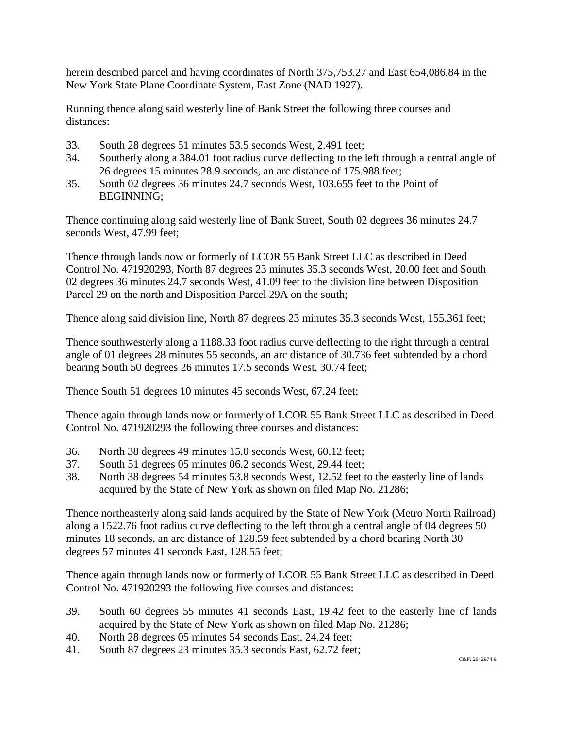herein described parcel and having coordinates of North 375,753.27 and East 654,086.84 in the New York State Plane Coordinate System, East Zone (NAD 1927).

Running thence along said westerly line of Bank Street the following three courses and distances:

33. South 28 degrees 51 minutes 53.5 seconds West, 2.491 feet;
34. Southerly along a 384.01 foot radius curve deflecting to the left through a central angle of 26 degrees 15 minutes 28.9 seconds, an arc distance of 175.988 feet;
35. South 02 degrees 36 minutes 24.7 seconds West, 103.655 feet to the Point of BEGINNING;

Thence continuing along said westerly line of Bank Street, South 02 degrees 36 minutes 24.7 seconds West, 47.99 feet;

Thence through lands now or formerly of LCOR 55 Bank Street LLC as described in Deed Control No. 471920293, North 87 degrees 23 minutes 35.3 seconds West, 20.00 feet and South 02 degrees 36 minutes 24.7 seconds West, 41.09 feet to the division line between Disposition Parcel 29 on the north and Disposition Parcel 29A on the south;

Thence along said division line, North 87 degrees 23 minutes 35.3 seconds West, 155.361 feet;

Thence southwesterly along a 1188.33 foot radius curve deflecting to the right through a central angle of 01 degrees 28 minutes 55 seconds, an arc distance of 30.736 feet subtended by a chord bearing South 50 degrees 26 minutes 17.5 seconds West, 30.74 feet;

Thence South 51 degrees 10 minutes 45 seconds West, 67.24 feet;

Thence again through lands now or formerly of LCOR 55 Bank Street LLC as described in Deed Control No. 471920293 the following three courses and distances:

36. North 38 degrees 49 minutes 15.0 seconds West, 60.12 feet;
37. South 51 degrees 05 minutes 06.2 seconds West, 29.44 feet;
38. North 38 degrees 54 minutes 53.8 seconds West, 12.52 feet to the easterly line of lands acquired by the State of New York as shown on filed Map No. 21286;

Thence northeasterly along said lands acquired by the State of New York (Metro North Railroad) along a 1522.76 foot radius curve deflecting to the left through a central angle of 04 degrees 50 minutes 18 seconds, an arc distance of 128.59 feet subtended by a chord bearing North 30 degrees 57 minutes 41 seconds East, 128.55 feet;

Thence again through lands now or formerly of LCOR 55 Bank Street LLC as described in Deed Control No. 471920293 the following five courses and distances:

39. South 60 degrees 55 minutes 41 seconds East, 19.42 feet to the easterly line of lands acquired by the State of New York as shown on filed Map No. 21286;
40. North 28 degrees 05 minutes 54 seconds East, 24.24 feet;
41. South 87 degrees 23 minutes 35.3 seconds East, 62.72 feet;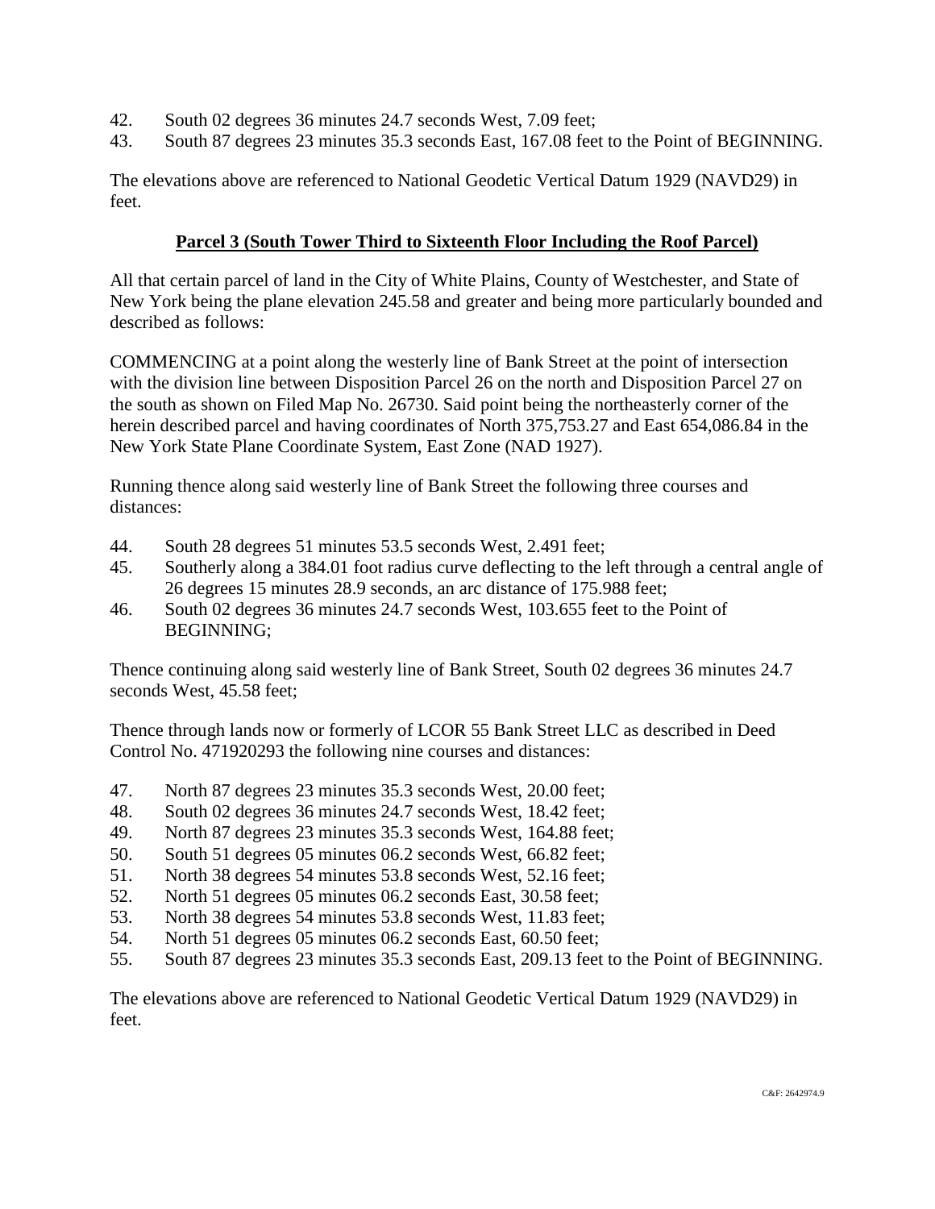42. South 02 degrees 36 minutes 24.7 seconds West, 7.09 feet;
43. South 87 degrees 23 minutes 35.3 seconds East, 167.08 feet to the Point of BEGINNING.

The elevations above are referenced to National Geodetic Vertical Datum 1929 (NAVD29) in feet.

**Parcel 3 (South Tower Third to Sixteenth Floor Including the Roof Parcel)**

All that certain parcel of land in the City of White Plains, County of Westchester, and State of New York being the plane elevation 245.58 and greater and being more particularly bounded and described as follows:

COMMENCING at a point along the westerly line of Bank Street at the point of intersection with the division line between Disposition Parcel 26 on the north and Disposition Parcel 27 on the south as shown on Filed Map No. 26730. Said point being the northeasterly corner of the herein described parcel and having coordinates of North 375,753.27 and East 654,086.84 in the New York State Plane Coordinate System, East Zone (NAD 1927).

Running thence along said westerly line of Bank Street the following three courses and distances:

44. South 28 degrees 51 minutes 53.5 seconds West, 2.491 feet;
45. Southerly along a 384.01 foot radius curve deflecting to the left through a central angle of 26 degrees 15 minutes 28.9 seconds, an arc distance of 175.988 feet;
46. South 02 degrees 36 minutes 24.7 seconds West, 103.655 feet to the Point of BEGINNING;

Thence continuing along said westerly line of Bank Street, South 02 degrees 36 minutes 24.7 seconds West, 45.58 feet;

Thence through lands now or formerly of LCOR 55 Bank Street LLC as described in Deed Control No. 471920293 the following nine courses and distances:

47. North 87 degrees 23 minutes 35.3 seconds West, 20.00 feet;
48. South 02 degrees 36 minutes 24.7 seconds West, 18.42 feet;
49. North 87 degrees 23 minutes 35.3 seconds West, 164.88 feet;
50. South 51 degrees 05 minutes 06.2 seconds West, 66.82 feet;
51. North 38 degrees 54 minutes 53.8 seconds West, 52.16 feet;
52. North 51 degrees 05 minutes 06.2 seconds East, 30.58 feet;
53. North 38 degrees 54 minutes 53.8 seconds West, 11.83 feet;
54. North 51 degrees 05 minutes 06.2 seconds East, 60.50 feet;
55. South 87 degrees 23 minutes 35.3 seconds East, 209.13 feet to the Point of BEGINNING.

The elevations above are referenced to National Geodetic Vertical Datum 1929 (NAVD29) in feet.

C&F: 2642974.9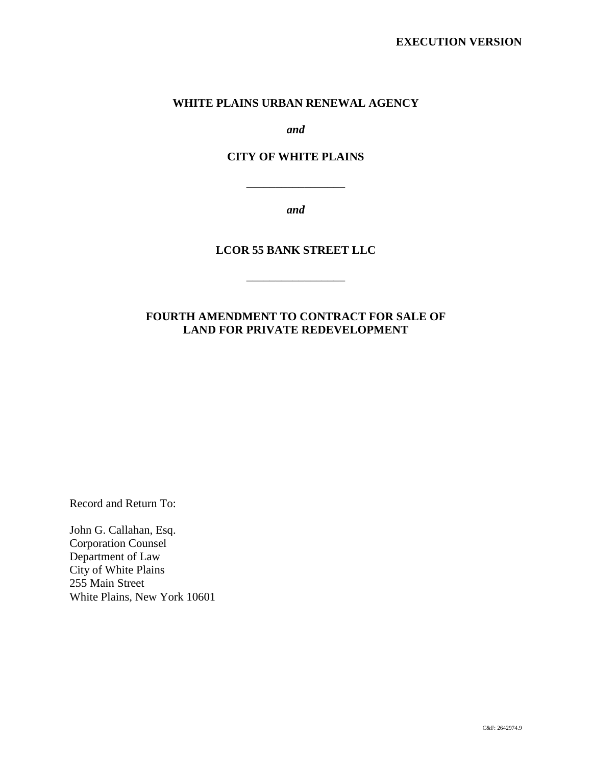**EXECUTION VERSION**

**WHITE PLAINS URBAN RENEWAL AGENCY**

***and***

**CITY OF WHITE PLAINS**

\_\_\_\_\_\_\_\_\_\_\_\_\_\_\_\_\_

***and***

**LCOR 55 BANK STREET LLC**

\_\_\_\_\_\_\_\_\_\_\_\_\_\_\_\_\_

**FOURTH AMENDMENT TO CONTRACT FOR SALE OF LAND FOR PRIVATE REDEVELOPMENT**

Record and Return To:

John G. Callahan, Esq.
Corporation Counsel
Department of Law
City of White Plains
255 Main Street
White Plains, New York 10601

C&F: 2642974.9